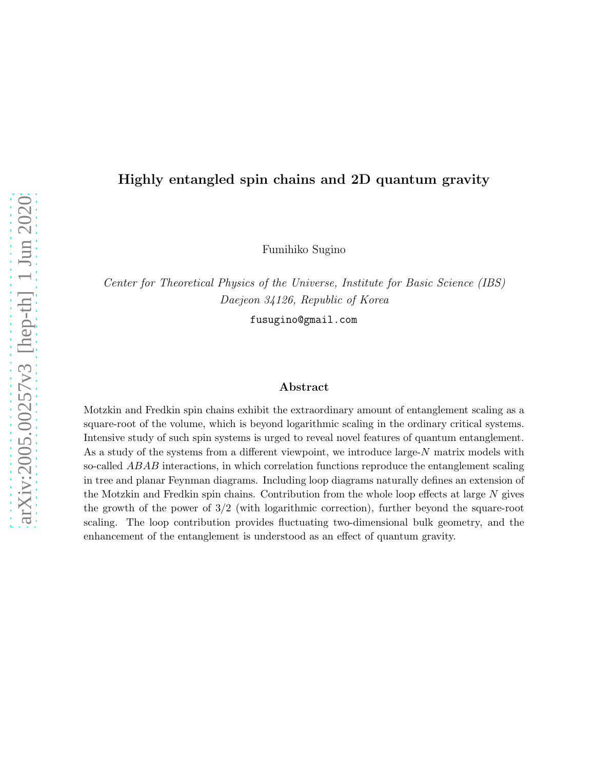# Highly entangled spin chains and 2D quantum gravity

Fumihiko Sugino

*Center for Theoretical Physics of the Universe, Institute for Basic Science (IBS)*
*Daejeon 34126, Republic of Korea*

fusugino@gmail.com

## Abstract

Motzkin and Fredkin spin chains exhibit the extraordinary amount of entanglement scaling as a square-root of the volume, which is beyond logarithmic scaling in the ordinary critical systems. Intensive study of such spin systems is urged to reveal novel features of quantum entanglement. As a study of the systems from a different viewpoint, we introduce large-$N$ matrix models with so-called $ABAB$ interactions, in which correlation functions reproduce the entanglement scaling in tree and planar Feynman diagrams. Including loop diagrams naturally defines an extension of the Motzkin and Fredkin spin chains. Contribution from the whole loop effects at large $N$ gives the growth of the power of 3/2 (with logarithmic correction), further beyond the square-root scaling. The loop contribution provides fluctuating two-dimensional bulk geometry, and the enhancement of the entanglement is understood as an effect of quantum gravity.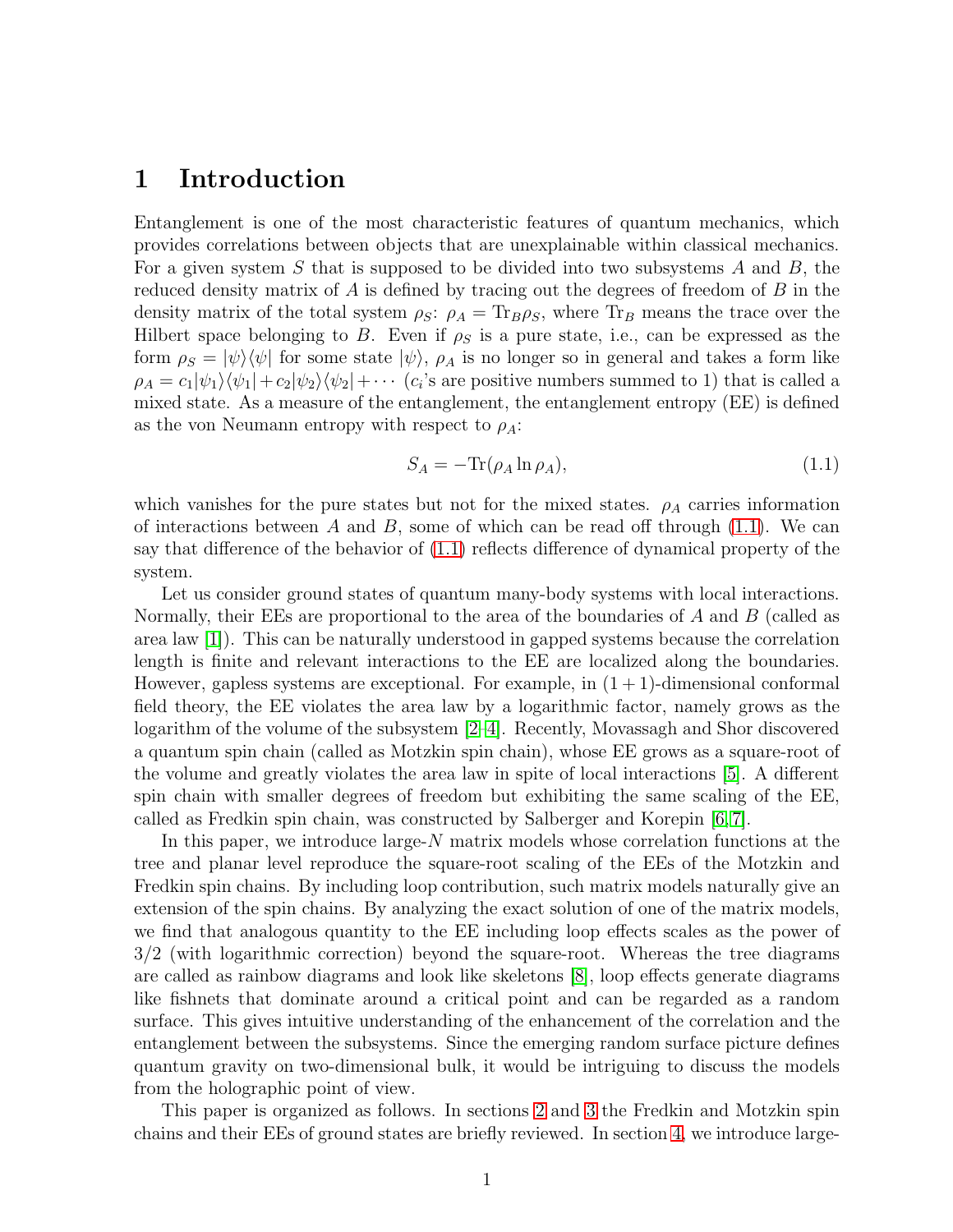# 1 Introduction

Entanglement is one of the most characteristic features of quantum mechanics, which provides correlations between objects that are unexplainable within classical mechanics. For a given system $S$ that is supposed to be divided into two subsystems $A$ and $B$, the reduced density matrix of $A$ is defined by tracing out the degrees of freedom of $B$ in the density matrix of the total system $\rho_S$: $\rho_A = \mathrm{Tr}_B \rho_S$, where $\mathrm{Tr}_B$ means the trace over the Hilbert space belonging to $B$. Even if $\rho_S$ is a pure state, i.e., can be expressed as the form $\rho_S = |\psi\rangle\langle\psi|$ for some state $|\psi\rangle$, $\rho_A$ is no longer so in general and takes a form like $\rho_A = c_1|\psi_1\rangle\langle\psi_1| + c_2|\psi_2\rangle\langle\psi_2| + \cdots$ ($c_i$'s are positive numbers summed to 1) that is called a mixed state. As a measure of the entanglement, the entanglement entropy (EE) is defined as the von Neumann entropy with respect to $\rho_A$:

$$S_A = -\mathrm{Tr}(\rho_A \ln \rho_A), \tag{1.1}$$

which vanishes for the pure states but not for the mixed states. $\rho_A$ carries information of interactions between $A$ and $B$, some of which can be read off through (1.1). We can say that difference of the behavior of (1.1) reflects difference of dynamical property of the system.

Let us consider ground states of quantum many-body systems with local interactions. Normally, their EEs are proportional to the area of the boundaries of $A$ and $B$ (called as area law [1]). This can be naturally understood in gapped systems because the correlation length is finite and relevant interactions to the EE are localized along the boundaries. However, gapless systems are exceptional. For example, in $(1+1)$-dimensional conformal field theory, the EE violates the area law by a logarithmic factor, namely grows as the logarithm of the volume of the subsystem [2–4]. Recently, Movassagh and Shor discovered a quantum spin chain (called as Motzkin spin chain), whose EE grows as a square-root of the volume and greatly violates the area law in spite of local interactions [5]. A different spin chain with smaller degrees of freedom but exhibiting the same scaling of the EE, called as Fredkin spin chain, was constructed by Salberger and Korepin [6, 7].

In this paper, we introduce large-$N$ matrix models whose correlation functions at the tree and planar level reproduce the square-root scaling of the EEs of the Motzkin and Fredkin spin chains. By including loop contribution, such matrix models naturally give an extension of the spin chains. By analyzing the exact solution of one of the matrix models, we find that analogous quantity to the EE including loop effects scales as the power of 3/2 (with logarithmic correction) beyond the square-root. Whereas the tree diagrams are called as rainbow diagrams and look like skeletons [8], loop effects generate diagrams like fishnets that dominate around a critical point and can be regarded as a random surface. This gives intuitive understanding of the enhancement of the correlation and the entanglement between the subsystems. Since the emerging random surface picture defines quantum gravity on two-dimensional bulk, it would be intriguing to discuss the models from the holographic point of view.

This paper is organized as follows. In sections 2 and 3 the Fredkin and Motzkin spin chains and their EEs of ground states are briefly reviewed. In section 4, we introduce large-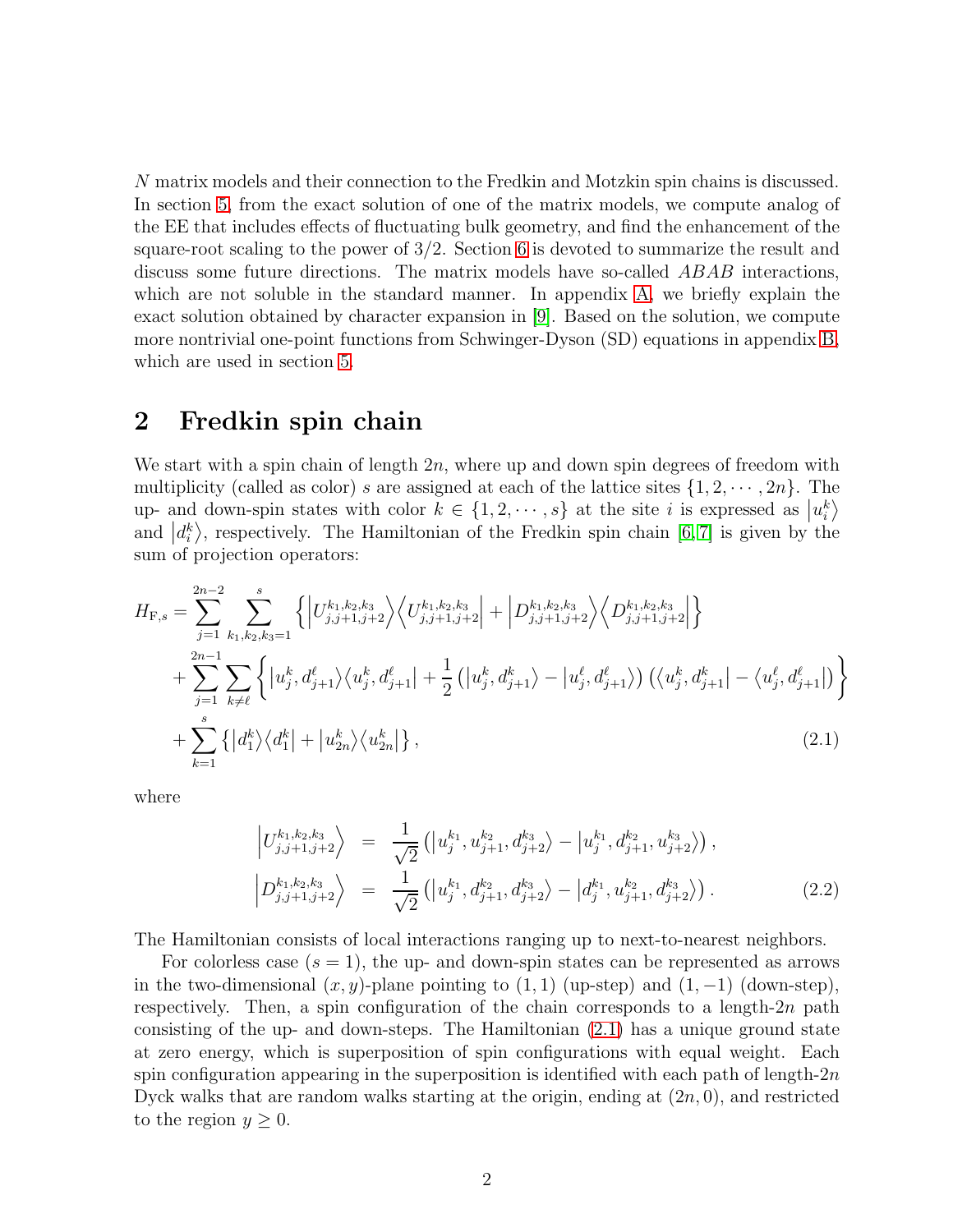$N$ matrix models and their connection to the Fredkin and Motzkin spin chains is discussed. In section 5, from the exact solution of one of the matrix models, we compute analog of the EE that includes effects of fluctuating bulk geometry, and find the enhancement of the square-root scaling to the power of $3/2$. Section 6 is devoted to summarize the result and discuss some future directions. The matrix models have so-called $ABAB$ interactions, which are not soluble in the standard manner. In appendix A, we briefly explain the exact solution obtained by character expansion in [9]. Based on the solution, we compute more nontrivial one-point functions from Schwinger-Dyson (SD) equations in appendix B, which are used in section 5.

## 2 Fredkin spin chain

We start with a spin chain of length $2n$, where up and down spin degrees of freedom with multiplicity (called as color) $s$ are assigned at each of the lattice sites $\{1, 2, \cdots, 2n\}$. The up- and down-spin states with color $k \in \{1, 2, \cdots, s\}$ at the site $i$ is expressed as $\left|u_i^k\right\rangle$ and $\left|d_i^k\right\rangle$, respectively. The Hamiltonian of the Fredkin spin chain [6, 7] is given by the sum of projection operators:

$$
\begin{aligned}
H_{\mathrm{F},s} = & \sum_{j=1}^{2n-2} \sum_{k_1,k_2,k_3=1}^{s} \left\{ \left|U_{j,j+1,j+2}^{k_1,k_2,k_3}\right\rangle \left\langle U_{j,j+1,j+2}^{k_1,k_2,k_3}\right| + \left|D_{j,j+1,j+2}^{k_1,k_2,k_3}\right\rangle \left\langle D_{j,j+1,j+2}^{k_1,k_2,k_3}\right| \right\} \\
& + \sum_{j=1}^{2n-1} \sum_{k \neq \ell} \left\{ \left|u_j^k, d_{j+1}^\ell\right\rangle \left\langle u_j^k, d_{j+1}^\ell\right| + \frac{1}{2} \left( \left|u_j^k, d_{j+1}^k\right\rangle - \left|u_j^\ell, d_{j+1}^\ell\right\rangle \right) \left( \left\langle u_j^k, d_{j+1}^k\right| - \left\langle u_j^\ell, d_{j+1}^\ell\right| \right) \right\} \\
& + \sum_{k=1}^{s} \left\{ \left|d_1^k\right\rangle \left\langle d_1^k\right| + \left|u_{2n}^k\right\rangle \left\langle u_{2n}^k\right| \right\}, \qquad (2.1)
\end{aligned}
$$

where

$$
\begin{aligned}
\left|U_{j,j+1,j+2}^{k_1,k_2,k_3}\right\rangle &= \frac{1}{\sqrt{2}} \left( \left|u_j^{k_1}, u_{j+1}^{k_2}, d_{j+2}^{k_3}\right\rangle - \left|u_j^{k_1}, d_{j+1}^{k_2}, u_{j+2}^{k_3}\right\rangle \right), \\
\left|D_{j,j+1,j+2}^{k_1,k_2,k_3}\right\rangle &= \frac{1}{\sqrt{2}} \left( \left|u_j^{k_1}, d_{j+1}^{k_2}, d_{j+2}^{k_3}\right\rangle - \left|d_j^{k_1}, u_{j+1}^{k_2}, d_{j+2}^{k_3}\right\rangle \right). \qquad (2.2)
\end{aligned}
$$

The Hamiltonian consists of local interactions ranging up to next-to-nearest neighbors.

For colorless case ($s = 1$), the up- and down-spin states can be represented as arrows in the two-dimensional $(x, y)$-plane pointing to $(1, 1)$ (up-step) and $(1, -1)$ (down-step), respectively. Then, a spin configuration of the chain corresponds to a length-$2n$ path consisting of the up- and down-steps. The Hamiltonian (2.1) has a unique ground state at zero energy, which is superposition of spin configurations with equal weight. Each spin configuration appearing in the superposition is identified with each path of length-$2n$ Dyck walks that are random walks starting at the origin, ending at $(2n, 0)$, and restricted to the region $y \geq 0$.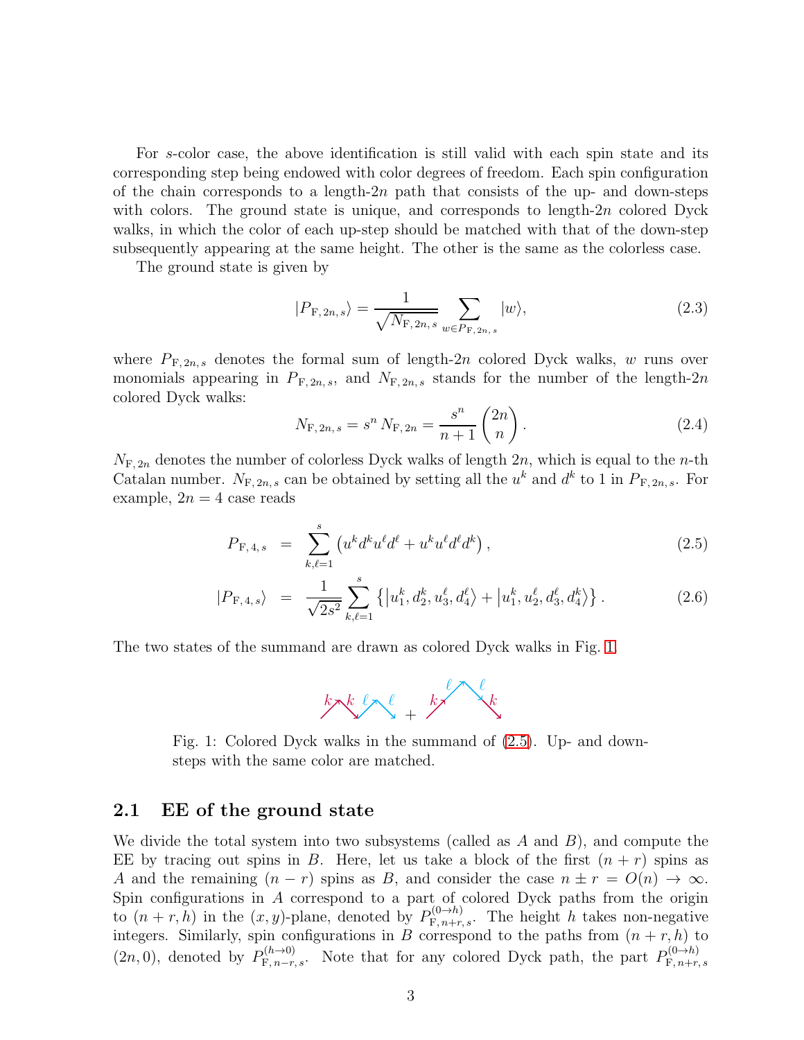For $s$-color case, the above identification is still valid with each spin state and its corresponding step being endowed with color degrees of freedom. Each spin configuration of the chain corresponds to a length-$2n$ path that consists of the up- and down-steps with colors. The ground state is unique, and corresponds to length-$2n$ colored Dyck walks, in which the color of each up-step should be matched with that of the down-step subsequently appearing at the same height. The other is the same as the colorless case.

The ground state is given by

$$|P_{\mathrm{F},\,2n,\,s}\rangle = \frac{1}{\sqrt{N_{\mathrm{F},\,2n,\,s}}} \sum_{w \in P_{\mathrm{F},\,2n,\,s}} |w\rangle, \tag{2.3}$$

where $P_{\mathrm{F},\,2n,\,s}$ denotes the formal sum of length-$2n$ colored Dyck walks, $w$ runs over monomials appearing in $P_{\mathrm{F},\,2n,\,s}$, and $N_{\mathrm{F},\,2n,\,s}$ stands for the number of the length-$2n$ colored Dyck walks:

$$N_{\mathrm{F},\,2n,\,s} = s^n \, N_{\mathrm{F},\,2n} = \frac{s^n}{n+1}\binom{2n}{n}. \tag{2.4}$$

$N_{\mathrm{F},\,2n}$ denotes the number of colorless Dyck walks of length $2n$, which is equal to the $n$-th Catalan number. $N_{\mathrm{F},\,2n,\,s}$ can be obtained by setting all the $u^k$ and $d^k$ to 1 in $P_{\mathrm{F},\,2n,\,s}$. For example, $2n = 4$ case reads

$$P_{\mathrm{F},\,4,\,s} = \sum_{k,\ell=1}^{s} \left( u^k d^k u^\ell d^\ell + u^k u^\ell d^\ell d^k \right), \tag{2.5}$$

$$|P_{\mathrm{F},\,4,\,s}\rangle = \frac{1}{\sqrt{2s^2}} \sum_{k,\ell=1}^{s} \left\{ \left|u_1^k, d_2^k, u_3^\ell, d_4^\ell\right\rangle + \left|u_1^k, u_2^\ell, d_3^\ell, d_4^k\right\rangle \right\}. \tag{2.6}$$

The two states of the summand are drawn as colored Dyck walks in Fig. 1.

Fig. 1: Colored Dyck walks in the summand of (2.5). Up- and down-steps with the same color are matched.

## 2.1 EE of the ground state

We divide the total system into two subsystems (called as $A$ and $B$), and compute the EE by tracing out spins in $B$. Here, let us take a block of the first $(n+r)$ spins as $A$ and the remaining $(n-r)$ spins as $B$, and consider the case $n \pm r = O(n) \to \infty$. Spin configurations in $A$ correspond to a part of colored Dyck paths from the origin to $(n+r, h)$ in the $(x, y)$-plane, denoted by $P^{(0\to h)}_{\mathrm{F},\,n+r,\,s}$. The height $h$ takes non-negative integers. Similarly, spin configurations in $B$ correspond to the paths from $(n+r, h)$ to $(2n, 0)$, denoted by $P^{(h\to 0)}_{\mathrm{F},\,n-r,\,s}$. Note that for any colored Dyck path, the part $P^{(0\to h)}_{\mathrm{F},\,n+r,\,s}$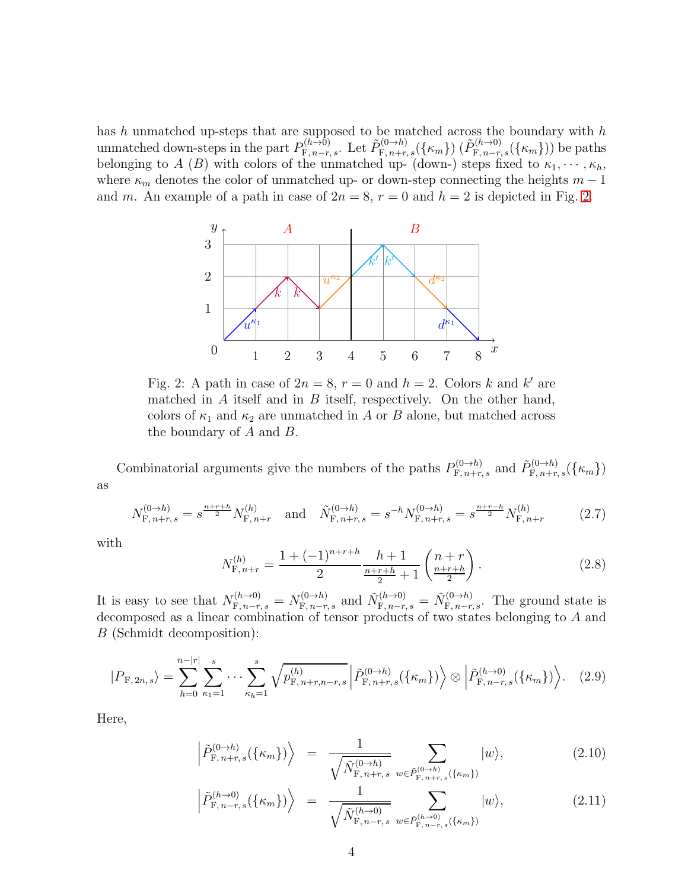has $h$ unmatched up-steps that are supposed to be matched across the boundary with $h$ unmatched down-steps in the part $P^{(h\to 0)}_{\mathrm{F},\,n-r,\,s}$. Let $\tilde{P}^{(0\to h)}_{\mathrm{F},\,n+r,\,s}(\{\kappa_m\})$ ($\tilde{P}^{(h\to 0)}_{\mathrm{F},\,n-r,\,s}(\{\kappa_m\})$) be paths belonging to $A$ ($B$) with colors of the unmatched up- (down-) steps fixed to $\kappa_1, \cdots, \kappa_h$, where $\kappa_m$ denotes the color of unmatched up- or down-step connecting the heights $m-1$ and $m$. An example of a path in case of $2n = 8$, $r = 0$ and $h = 2$ is depicted in Fig. 2.

Fig. 2: A path in case of $2n = 8$, $r = 0$ and $h = 2$. Colors $k$ and $k'$ are matched in $A$ itself and in $B$ itself, respectively. On the other hand, colors of $\kappa_1$ and $\kappa_2$ are unmatched in $A$ or $B$ alone, but matched across the boundary of $A$ and $B$.

Combinatorial arguments give the numbers of the paths $P^{(0\to h)}_{\mathrm{F},\,n+r,\,s}$ and $\tilde{P}^{(0\to h)}_{\mathrm{F},\,n+r,\,s}(\{\kappa_m\})$ as

$$N^{(0\to h)}_{\mathrm{F},\,n+r,\,s} = s^{\frac{n+r+h}{2}} N^{(h)}_{\mathrm{F},\,n+r} \quad \text{and} \quad \tilde{N}^{(0\to h)}_{\mathrm{F},\,n+r,\,s} = s^{-h} N^{(0\to h)}_{\mathrm{F},\,n+r,\,s} = s^{\frac{n+r-h}{2}} N^{(h)}_{\mathrm{F},\,n+r} \tag{2.7}$$

with

$$N^{(h)}_{\mathrm{F},\,n+r} = \frac{1+(-1)^{n+r+h}}{2} \frac{h+1}{\frac{n+r+h}{2}+1} \binom{n+r}{\frac{n+r+h}{2}}. \tag{2.8}$$

It is easy to see that $N^{(h\to 0)}_{\mathrm{F},\,n-r,\,s} = N^{(0\to h)}_{\mathrm{F},\,n-r,\,s}$ and $\tilde{N}^{(h\to 0)}_{\mathrm{F},\,n-r,\,s} = \tilde{N}^{(0\to h)}_{\mathrm{F},\,n-r,\,s}$. The ground state is decomposed as a linear combination of tensor products of two states belonging to $A$ and $B$ (Schmidt decomposition):

$$|P_{\mathrm{F},\,2n,\,s}\rangle = \sum_{h=0}^{n-|r|} \sum_{\kappa_1=1}^{s} \cdots \sum_{\kappa_h=1}^{s} \sqrt{p^{(h)}_{\mathrm{F},\,n+r,n-r,\,s}} \left|\tilde{P}^{(0\to h)}_{\mathrm{F},\,n+r,\,s}(\{\kappa_m\})\right\rangle \otimes \left|\tilde{P}^{(h\to 0)}_{\mathrm{F},\,n-r,\,s}(\{\kappa_m\})\right\rangle. \tag{2.9}$$

Here,

$$\left|\tilde{P}^{(0\to h)}_{\mathrm{F},\,n+r,\,s}(\{\kappa_m\})\right\rangle = \frac{1}{\sqrt{\tilde{N}^{(0\to h)}_{\mathrm{F},\,n+r,\,s}}} \sum_{w\in \tilde{P}^{(0\to h)}_{\mathrm{F},\,n+r,\,s}(\{\kappa_m\})} |w\rangle, \tag{2.10}$$

$$\left|\tilde{P}^{(h\to 0)}_{\mathrm{F},\,n-r,\,s}(\{\kappa_m\})\right\rangle = \frac{1}{\sqrt{\tilde{N}^{(h\to 0)}_{\mathrm{F},\,n-r,\,s}}} \sum_{w\in \tilde{P}^{(h\to 0)}_{\mathrm{F},\,n-r,\,s}(\{\kappa_m\})} |w\rangle, \tag{2.11}$$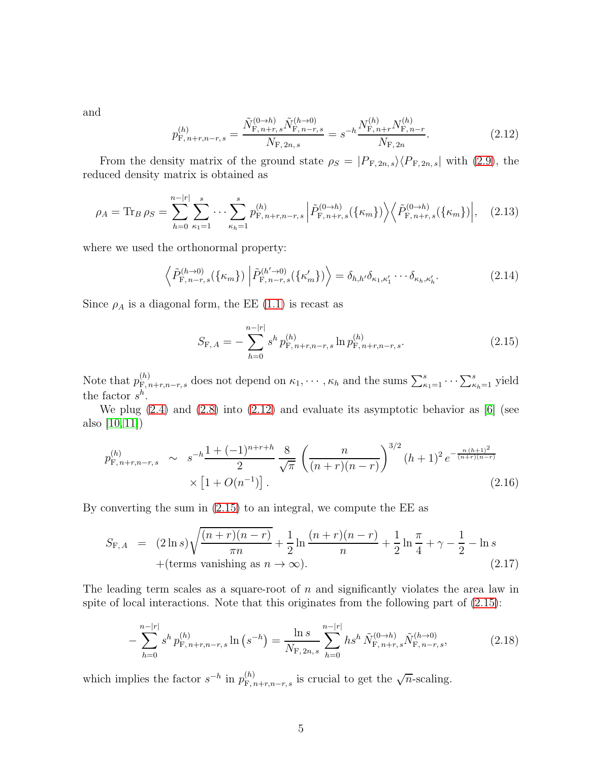and

$$p^{(h)}_{\mathrm{F},\,n+r,n-r,\,s} = \frac{\tilde{N}^{(0\to h)}_{\mathrm{F},\,n+r,\,s}\tilde{N}^{(h\to 0)}_{\mathrm{F},\,n-r,\,s}}{N_{\mathrm{F},\,2n,\,s}} = s^{-h}\frac{N^{(h)}_{\mathrm{F},\,n+r}N^{(h)}_{\mathrm{F},\,n-r}}{N_{\mathrm{F},\,2n}}. \tag{2.12}$$

From the density matrix of the ground state $\rho_S = |P_{\mathrm{F},\,2n,\,s}\rangle\langle P_{\mathrm{F},\,2n,\,s}|$ with (2.9), the reduced density matrix is obtained as

$$\rho_A = \mathrm{Tr}_B\,\rho_S = \sum_{h=0}^{n-|r|}\sum_{\kappa_1=1}^{s}\cdots\sum_{\kappa_h=1}^{s} p^{(h)}_{\mathrm{F},\,n+r,n-r,\,s}\left|\tilde{P}^{(0\to h)}_{\mathrm{F},\,n+r,\,s}(\{\kappa_m\})\right\rangle\left\langle\tilde{P}^{(0\to h)}_{\mathrm{F},\,n+r,\,s}(\{\kappa_m\})\right|, \tag{2.13}$$

where we used the orthonormal property:

$$\left\langle\tilde{P}^{(h\to 0)}_{\mathrm{F},\,n-r,\,s}(\{\kappa_m\})\,\middle|\,\tilde{P}^{(h'\to 0)}_{\mathrm{F},\,n-r,\,s}(\{\kappa'_m\})\right\rangle = \delta_{h,h'}\delta_{\kappa_1,\kappa'_1}\cdots\delta_{\kappa_h,\kappa'_h}. \tag{2.14}$$

Since $\rho_A$ is a diagonal form, the EE (1.1) is recast as

$$S_{\mathrm{F},\,A} = -\sum_{h=0}^{n-|r|} s^h\, p^{(h)}_{\mathrm{F},\,n+r,n-r,\,s}\ln p^{(h)}_{\mathrm{F},\,n+r,n-r,\,s}. \tag{2.15}$$

Note that $p^{(h)}_{\mathrm{F},\,n+r,n-r,\,s}$ does not depend on $\kappa_1,\cdots,\kappa_h$ and the sums $\sum_{\kappa_1=1}^{s}\cdots\sum_{\kappa_h=1}^{s}$ yield the factor $s^h$.

We plug (2.4) and (2.8) into (2.12) and evaluate its asymptotic behavior as [6] (see also [10,11])

$$p^{(h)}_{\mathrm{F},\,n+r,n-r,\,s} \sim s^{-h}\frac{1+(-1)^{n+r+h}}{2}\,\frac{8}{\sqrt{\pi}}\left(\frac{n}{(n+r)(n-r)}\right)^{3/2}(h+1)^2\, e^{-\frac{n\,(h+1)^2}{(n+r)(n-r)}} \times\left[1+O(n^{-1})\right]. \tag{2.16}$$

By converting the sum in (2.15) to an integral, we compute the EE as

$$S_{\mathrm{F},\,A} = (2\ln s)\sqrt{\frac{(n+r)(n-r)}{\pi n}} + \frac{1}{2}\ln\frac{(n+r)(n-r)}{n} + \frac{1}{2}\ln\frac{\pi}{4} + \gamma - \frac{1}{2} - \ln s + (\text{terms vanishing as } n\to\infty). \tag{2.17}$$

The leading term scales as a square-root of $n$ and significantly violates the area law in spite of local interactions. Note that this originates from the following part of (2.15):

$$-\sum_{h=0}^{n-|r|} s^h\, p^{(h)}_{\mathrm{F},\,n+r,n-r,\,s}\ln\left(s^{-h}\right) = \frac{\ln s}{N_{\mathrm{F},\,2n,\,s}}\sum_{h=0}^{n-|r|} h s^h\,\tilde{N}^{(0\to h)}_{\mathrm{F},\,n+r,\,s}\tilde{N}^{(h\to 0)}_{\mathrm{F},\,n-r,\,s}, \tag{2.18}$$

which implies the factor $s^{-h}$ in $p^{(h)}_{\mathrm{F},\,n+r,n-r,\,s}$ is crucial to get the $\sqrt{n}$-scaling.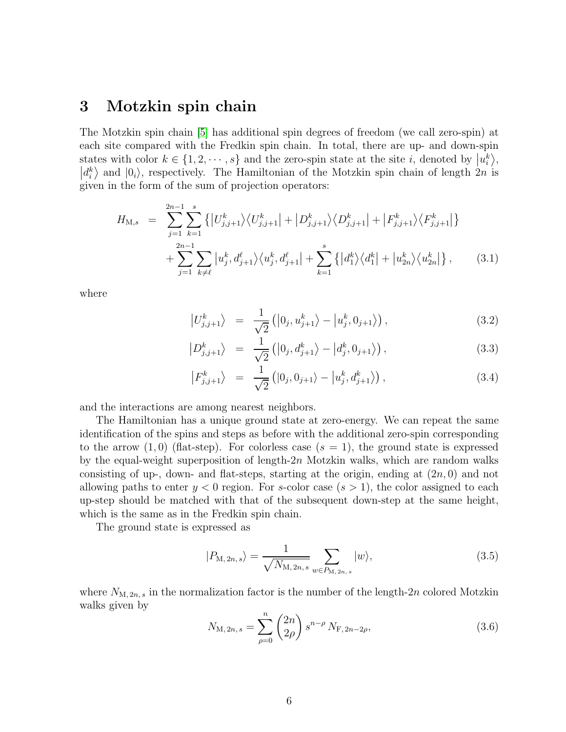## 3 Motzkin spin chain

The Motzkin spin chain [5] has additional spin degrees of freedom (we call zero-spin) at each site compared with the Fredkin spin chain. In total, there are up- and down-spin states with color $k \in \{1, 2, \cdots, s\}$ and the zero-spin state at the site $i$, denoted by $|u_i^k\rangle$, $|d_i^k\rangle$ and $|0_i\rangle$, respectively. The Hamiltonian of the Motzkin spin chain of length $2n$ is given in the form of the sum of projection operators:

$$
\begin{aligned}
H_{\mathrm{M},s} &= \sum_{j=1}^{2n-1} \sum_{k=1}^{s} \left\{ |U_{j,j+1}^k\rangle\langle U_{j,j+1}^k| + |D_{j,j+1}^k\rangle\langle D_{j,j+1}^k| + |F_{j,j+1}^k\rangle\langle F_{j,j+1}^k| \right\} \\
&\quad + \sum_{j=1}^{2n-1} \sum_{k\neq \ell} |u_j^k, d_{j+1}^\ell\rangle\langle u_j^k, d_{j+1}^\ell| + \sum_{k=1}^{s} \left\{ |d_1^k\rangle\langle d_1^k| + |u_{2n}^k\rangle\langle u_{2n}^k| \right\}, \qquad (3.1)
\end{aligned}
$$

where

$$
|U_{j,j+1}^k\rangle = \frac{1}{\sqrt{2}} \left( |0_j, u_{j+1}^k\rangle - |u_j^k, 0_{j+1}\rangle \right), \qquad (3.2)
$$

$$
|D_{j,j+1}^k\rangle = \frac{1}{\sqrt{2}} \left( |0_j, d_{j+1}^k\rangle - |d_j^k, 0_{j+1}\rangle \right), \qquad (3.3)
$$

$$
|F_{j,j+1}^k\rangle = \frac{1}{\sqrt{2}} \left( |0_j, 0_{j+1}\rangle - |u_j^k, d_{j+1}^k\rangle \right), \qquad (3.4)
$$

and the interactions are among nearest neighbors.

The Hamiltonian has a unique ground state at zero-energy. We can repeat the same identification of the spins and steps as before with the additional zero-spin corresponding to the arrow $(1, 0)$ (flat-step). For colorless case ($s = 1$), the ground state is expressed by the equal-weight superposition of length-$2n$ Motzkin walks, which are random walks consisting of up-, down- and flat-steps, starting at the origin, ending at $(2n, 0)$ and not allowing paths to enter $y < 0$ region. For $s$-color case ($s > 1$), the color assigned to each up-step should be matched with that of the subsequent down-step at the same height, which is the same as in the Fredkin spin chain.

The ground state is expressed as

$$
|P_{\mathrm{M},\,2n,\,s}\rangle = \frac{1}{\sqrt{N_{\mathrm{M},\,2n,\,s}}} \sum_{w \in P_{\mathrm{M},\,2n,\,s}} |w\rangle, \qquad (3.5)
$$

where $N_{\mathrm{M},\,2n,\,s}$ in the normalization factor is the number of the length-$2n$ colored Motzkin walks given by

$$
N_{\mathrm{M},\,2n,\,s} = \sum_{\rho=0}^{n} \binom{2n}{2\rho} s^{n-\rho} N_{\mathrm{F},\,2n-2\rho}, \qquad (3.6)
$$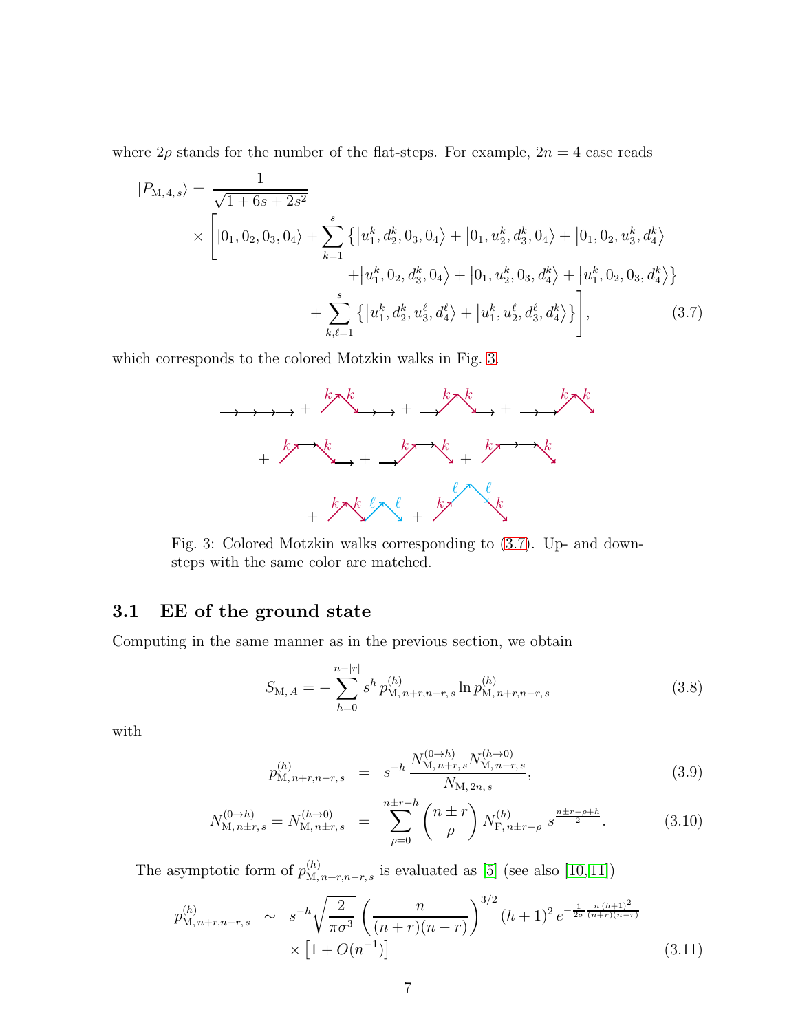where $2\rho$ stands for the number of the flat-steps. For example, $2n = 4$ case reads

$$
\begin{aligned}
|P_{\mathrm{M},4,s}\rangle = &\ \frac{1}{\sqrt{1+6s+2s^2}} \\
&\times \Bigg[ |0_1, 0_2, 0_3, 0_4\rangle + \sum_{k=1}^{s} \left\{ |u_1^k, d_2^k, 0_3, 0_4\rangle + |0_1, u_2^k, d_3^k, 0_4\rangle + |0_1, 0_2, u_3^k, d_4^k\rangle \right. \\
&\qquad \left. + |u_1^k, 0_2, d_3^k, 0_4\rangle + |0_1, u_2^k, 0_3, d_4^k\rangle + |u_1^k, 0_2, 0_3, d_4^k\rangle \right\} \\
&\qquad + \sum_{k,\ell=1}^{s} \left\{ |u_1^k, d_2^k, u_3^\ell, d_4^\ell\rangle + |u_1^k, u_2^\ell, d_3^\ell, d_4^k\rangle \right\} \Bigg],
\end{aligned} \tag{3.7}
$$

which corresponds to the colored Motzkin walks in Fig. 3.

Fig. 3: Colored Motzkin walks corresponding to (3.7). Up- and down-steps with the same color are matched.

## 3.1 EE of the ground state

Computing in the same manner as in the previous section, we obtain

$$
S_{\mathrm{M},A} = -\sum_{h=0}^{n-|r|} s^h \, p^{(h)}_{\mathrm{M},n+r,n-r,s} \ln p^{(h)}_{\mathrm{M},n+r,n-r,s} \tag{3.8}
$$

with

$$
p^{(h)}_{\mathrm{M},n+r,n-r,s} = s^{-h} \frac{N^{(0\to h)}_{\mathrm{M},n+r,s} N^{(h\to 0)}_{\mathrm{M},n-r,s}}{N_{\mathrm{M},2n,s}}, \tag{3.9}
$$

$$
N^{(0\to h)}_{\mathrm{M},n\pm r,s} = N^{(h\to 0)}_{\mathrm{M},n\pm r,s} = \sum_{\rho=0}^{n\pm r-h} \binom{n\pm r}{\rho} N^{(h)}_{\mathrm{F},n\pm r-\rho} \, s^{\frac{n\pm r-\rho+h}{2}}. \tag{3.10}
$$

The asymptotic form of $p^{(h)}_{\mathrm{M},n+r,n-r,s}$ is evaluated as [5] (see also [10,11])

$$
\begin{aligned}
p^{(h)}_{\mathrm{M},n+r,n-r,s} \sim &\ s^{-h} \sqrt{\frac{2}{\pi\sigma^3}} \left(\frac{n}{(n+r)(n-r)}\right)^{3/2} (h+1)^2 \, e^{-\frac{1}{2\sigma}\frac{n\,(h+1)^2}{(n+r)(n-r)}} \\
&\times \left[1 + O(n^{-1})\right]
\end{aligned} \tag{3.11}
$$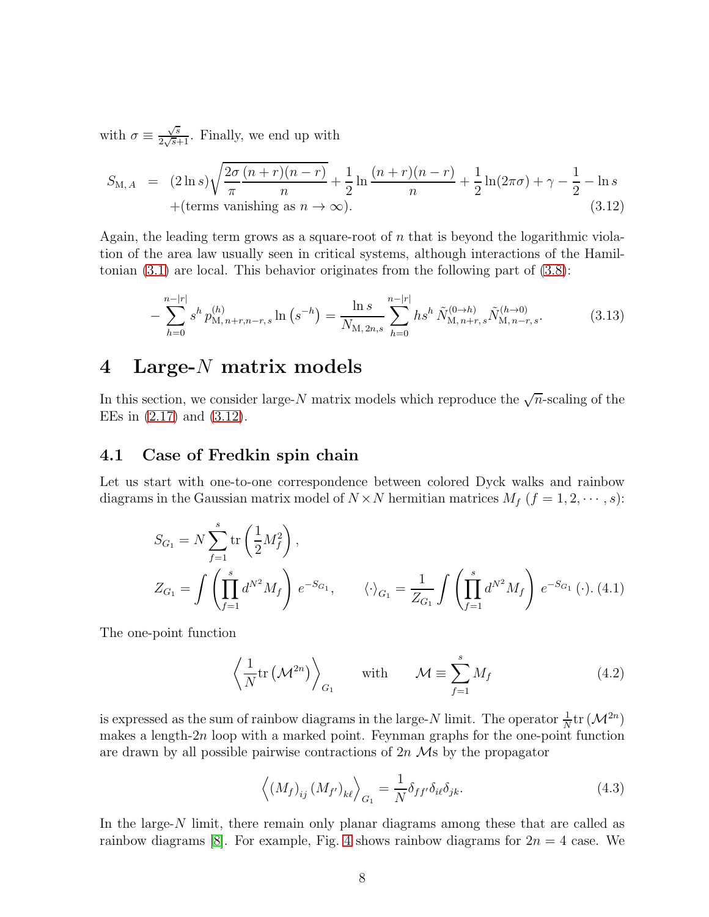with $\sigma \equiv \frac{\sqrt{s}}{2\sqrt{s}+1}$. Finally, we end up with

$$
\begin{aligned}
S_{\mathrm{M},A} &= (2\ln s)\sqrt{\frac{2\sigma}{\pi}\frac{(n+r)(n-r)}{n}} + \frac{1}{2}\ln\frac{(n+r)(n-r)}{n} + \frac{1}{2}\ln(2\pi\sigma) + \gamma - \frac{1}{2} - \ln s \\
&\quad +(\text{terms vanishing as } n\to\infty).
\end{aligned}
\tag{3.12}
$$

Again, the leading term grows as a square-root of $n$ that is beyond the logarithmic violation of the area law usually seen in critical systems, although interactions of the Hamiltonian (3.1) are local. This behavior originates from the following part of (3.8):

$$
-\sum_{h=0}^{n-|r|} s^h\, p^{(h)}_{\mathrm{M},\,n+r,n-r,\,s}\ln\left(s^{-h}\right) = \frac{\ln s}{N_{\mathrm{M},\,2n,s}}\sum_{h=0}^{n-|r|} hs^h\, \tilde{N}^{(0\to h)}_{\mathrm{M},\,n+r,\,s}\tilde{N}^{(h\to 0)}_{\mathrm{M},\,n-r,\,s}. \tag{3.13}
$$

# 4 Large-$N$ matrix models

In this section, we consider large-$N$ matrix models which reproduce the $\sqrt{n}$-scaling of the EEs in (2.17) and (3.12).

## 4.1 Case of Fredkin spin chain

Let us start with one-to-one correspondence between colored Dyck walks and rainbow diagrams in the Gaussian matrix model of $N\times N$ hermitian matrices $M_f$ $(f=1,2,\cdots,s)$:

$$
\begin{aligned}
S_{G_1} &= N\sum_{f=1}^{s}\mathrm{tr}\left(\frac{1}{2}M_f^2\right), \\
Z_{G_1} &= \int\left(\prod_{f=1}^{s}d^{N^2}M_f\right)\, e^{-S_{G_1}}, \qquad \langle\cdot\rangle_{G_1} = \frac{1}{Z_{G_1}}\int\left(\prod_{f=1}^{s}d^{N^2}M_f\right)\, e^{-S_{G_1}}\,(\cdot).
\end{aligned}
\tag{4.1}
$$

The one-point function

$$
\left\langle \frac{1}{N}\mathrm{tr}\left(\mathcal{M}^{2n}\right)\right\rangle_{G_1} \qquad \text{with} \qquad \mathcal{M}\equiv\sum_{f=1}^{s}M_f \tag{4.2}
$$

is expressed as the sum of rainbow diagrams in the large-$N$ limit. The operator $\frac{1}{N}\mathrm{tr}\left(\mathcal{M}^{2n}\right)$ makes a length-$2n$ loop with a marked point. Feynman graphs for the one-point function are drawn by all possible pairwise contractions of $2n$ $\mathcal{M}$s by the propagator

$$
\left\langle \left(M_f\right)_{ij}\left(M_{f'}\right)_{k\ell}\right\rangle_{G_1} = \frac{1}{N}\delta_{ff'}\delta_{i\ell}\delta_{jk}. \tag{4.3}
$$

In the large-$N$ limit, there remain only planar diagrams among these that are called as rainbow diagrams [8]. For example, Fig. 4 shows rainbow diagrams for $2n=4$ case. We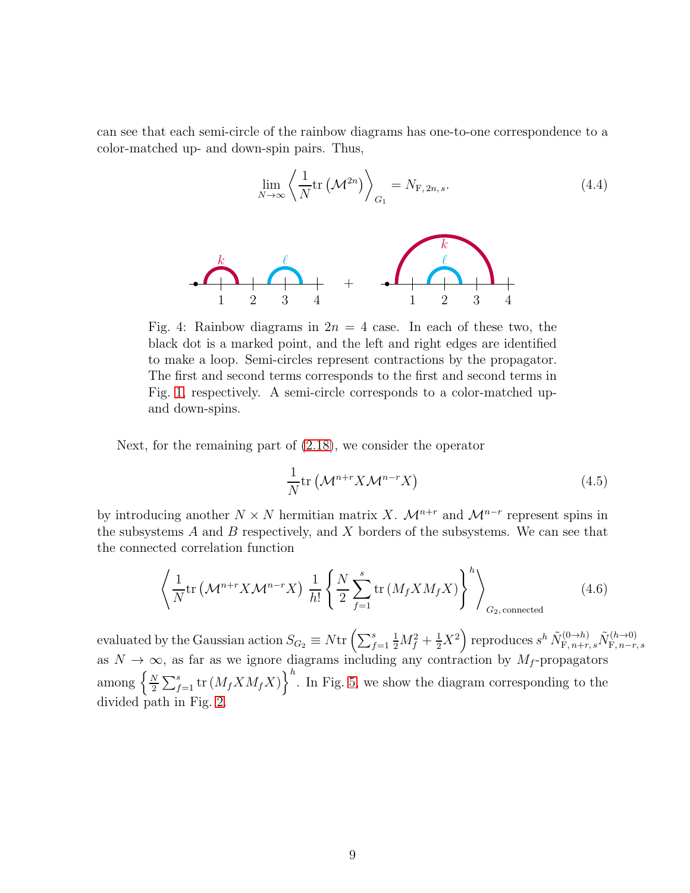can see that each semi-circle of the rainbow diagrams has one-to-one correspondence to a color-matched up- and down-spin pairs. Thus,

$$\lim_{N\to\infty}\left\langle \frac{1}{N}\mathrm{tr}\left(\mathcal{M}^{2n}\right)\right\rangle_{G_1} = N_{\mathrm{F},\,2n,\,s}. \tag{4.4}$$

Fig. 4: Rainbow diagrams in $2n = 4$ case. In each of these two, the black dot is a marked point, and the left and right edges are identified to make a loop. Semi-circles represent contractions by the propagator. The first and second terms corresponds to the first and second terms in Fig. 1, respectively. A semi-circle corresponds to a color-matched up- and down-spins.

Next, for the remaining part of (2.18), we consider the operator

$$\frac{1}{N}\mathrm{tr}\left(\mathcal{M}^{n+r}X\mathcal{M}^{n-r}X\right) \tag{4.5}$$

by introducing another $N\times N$ hermitian matrix $X$. $\mathcal{M}^{n+r}$ and $\mathcal{M}^{n-r}$ represent spins in the subsystems $A$ and $B$ respectively, and $X$ borders of the subsystems. We can see that the connected correlation function

$$\left\langle \frac{1}{N}\mathrm{tr}\left(\mathcal{M}^{n+r}X\mathcal{M}^{n-r}X\right)\,\frac{1}{h!}\left\{\frac{N}{2}\sum_{f=1}^{s}\mathrm{tr}\left(M_f X M_f X\right)\right\}^{h}\right\rangle_{G_2,\,\mathrm{connected}} \tag{4.6}$$

evaluated by the Gaussian action $S_{G_2}\equiv N\mathrm{tr}\left(\sum_{f=1}^{s}\frac{1}{2}M_f^2+\frac{1}{2}X^2\right)$ reproduces $s^h\,\tilde{N}^{(0\to h)}_{\mathrm{F},\,n+r,\,s}\tilde{N}^{(h\to 0)}_{\mathrm{F},\,n-r,\,s}$ as $N\to\infty$, as far as we ignore diagrams including any contraction by $M_f$-propagators among $\left\{\frac{N}{2}\sum_{f=1}^{s}\mathrm{tr}\left(M_f X M_f X\right)\right\}^{h}$. In Fig. 5 we show the diagram corresponding to the divided path in Fig. 2.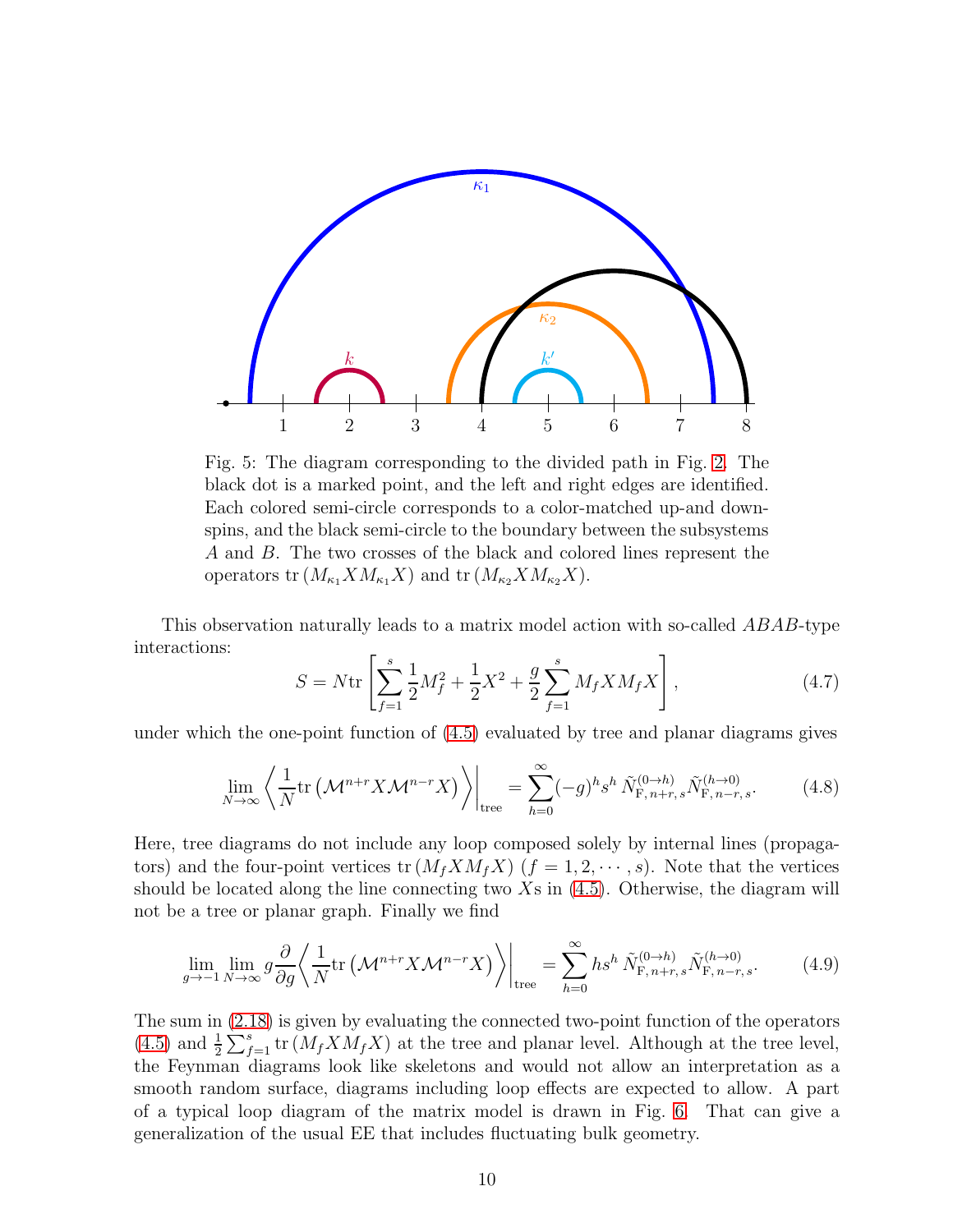Fig. 5: The diagram corresponding to the divided path in Fig. 2. The black dot is a marked point, and the left and right edges are identified. Each colored semi-circle corresponds to a color-matched up-and down-spins, and the black semi-circle to the boundary between the subsystems $A$ and $B$. The two crosses of the black and colored lines represent the operators $\mathrm{tr}\,(M_{\kappa_1} X M_{\kappa_1} X)$ and $\mathrm{tr}\,(M_{\kappa_2} X M_{\kappa_2} X)$.

This observation naturally leads to a matrix model action with so-called $ABAB$-type interactions:

$$S = N\mathrm{tr}\left[\sum_{f=1}^{s} \frac{1}{2} M_f^2 + \frac{1}{2} X^2 + \frac{g}{2}\sum_{f=1}^{s} M_f X M_f X\right], \tag{4.7}$$

under which the one-point function of (4.5) evaluated by tree and planar diagrams gives

$$\lim_{N\to\infty} \left\langle \frac{1}{N}\mathrm{tr}\left(\mathcal{M}^{n+r} X \mathcal{M}^{n-r} X\right)\right\rangle\Big|_{\mathrm{tree}} = \sum_{h=0}^{\infty} (-g)^h s^h\, \tilde{N}^{(0\to h)}_{\mathrm{F},\, n+r,\, s} \tilde{N}^{(h\to 0)}_{\mathrm{F},\, n-r,\, s}. \tag{4.8}$$

Here, tree diagrams do not include any loop composed solely by internal lines (propagators) and the four-point vertices $\mathrm{tr}\,(M_f X M_f X)$ $(f = 1, 2, \cdots, s)$. Note that the vertices should be located along the line connecting two $X$s in (4.5). Otherwise, the diagram will not be a tree or planar graph. Finally we find

$$\lim_{g\to -1}\lim_{N\to\infty} g\frac{\partial}{\partial g}\left\langle \frac{1}{N}\mathrm{tr}\left(\mathcal{M}^{n+r} X \mathcal{M}^{n-r} X\right)\right\rangle\Big|_{\mathrm{tree}} = \sum_{h=0}^{\infty} h s^h\, \tilde{N}^{(0\to h)}_{\mathrm{F},\, n+r,\, s} \tilde{N}^{(h\to 0)}_{\mathrm{F},\, n-r,\, s}. \tag{4.9}$$

The sum in (2.18) is given by evaluating the connected two-point function of the operators (4.5) and $\frac{1}{2}\sum_{f=1}^{s} \mathrm{tr}\,(M_f X M_f X)$ at the tree and planar level. Although at the tree level, the Feynman diagrams look like skeletons and would not allow an interpretation as a smooth random surface, diagrams including loop effects are expected to allow. A part of a typical loop diagram of the matrix model is drawn in Fig. 6. That can give a generalization of the usual EE that includes fluctuating bulk geometry.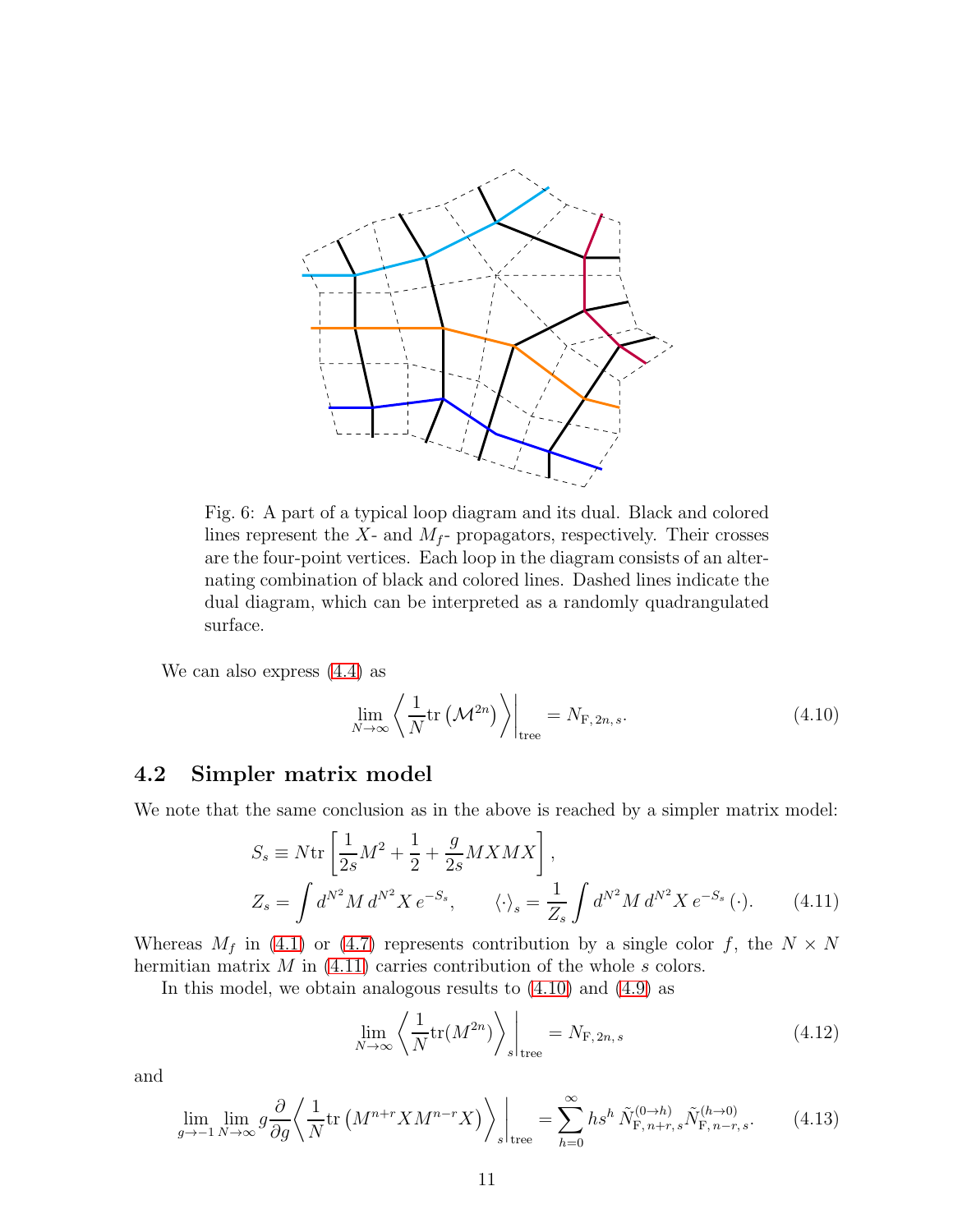Fig. 6: A part of a typical loop diagram and its dual. Black and colored lines represent the $X$- and $M_f$- propagators, respectively. Their crosses are the four-point vertices. Each loop in the diagram consists of an alternating combination of black and colored lines. Dashed lines indicate the dual diagram, which can be interpreted as a randomly quadrangulated surface.

We can also express (4.4) as

$$\lim_{N\to\infty} \left\langle \frac{1}{N} \mathrm{tr}\left(\mathcal{M}^{2n}\right) \right\rangle \Big|_{\mathrm{tree}} = N_{\mathrm{F},\,2n,\,s}. \tag{4.10}$$

## 4.2 Simpler matrix model

We note that the same conclusion as in the above is reached by a simpler matrix model:

$$\begin{aligned} S_s &\equiv N \mathrm{tr}\left[\frac{1}{2s} M^2 + \frac{1}{2} + \frac{g}{2s} MXMX\right], \\ Z_s &= \int d^{N^2}M\, d^{N^2}X\, e^{-S_s}, \qquad \langle\cdot\rangle_s = \frac{1}{Z_s}\int d^{N^2}M\, d^{N^2}X\, e^{-S_s}\,(\cdot). \end{aligned} \tag{4.11}$$

Whereas $M_f$ in (4.1) or (4.7) represents contribution by a single color $f$, the $N \times N$ hermitian matrix $M$ in (4.11) carries contribution of the whole $s$ colors.

In this model, we obtain analogous results to (4.10) and (4.9) as

$$\lim_{N\to\infty} \left\langle \frac{1}{N} \mathrm{tr}(M^{2n}) \right\rangle_s \Big|_{\mathrm{tree}} = N_{\mathrm{F},\,2n,\,s} \tag{4.12}$$

and

$$\lim_{g\to -1} \lim_{N\to\infty} g \frac{\partial}{\partial g} \left\langle \frac{1}{N} \mathrm{tr}\left(M^{n+r} X M^{n-r} X\right) \right\rangle_s \Big|_{\mathrm{tree}} = \sum_{h=0}^{\infty} h s^h \, \tilde{N}^{(0\to h)}_{\mathrm{F},\,n+r,\,s} \tilde{N}^{(h\to 0)}_{\mathrm{F},\,n-r,\,s}. \tag{4.13}$$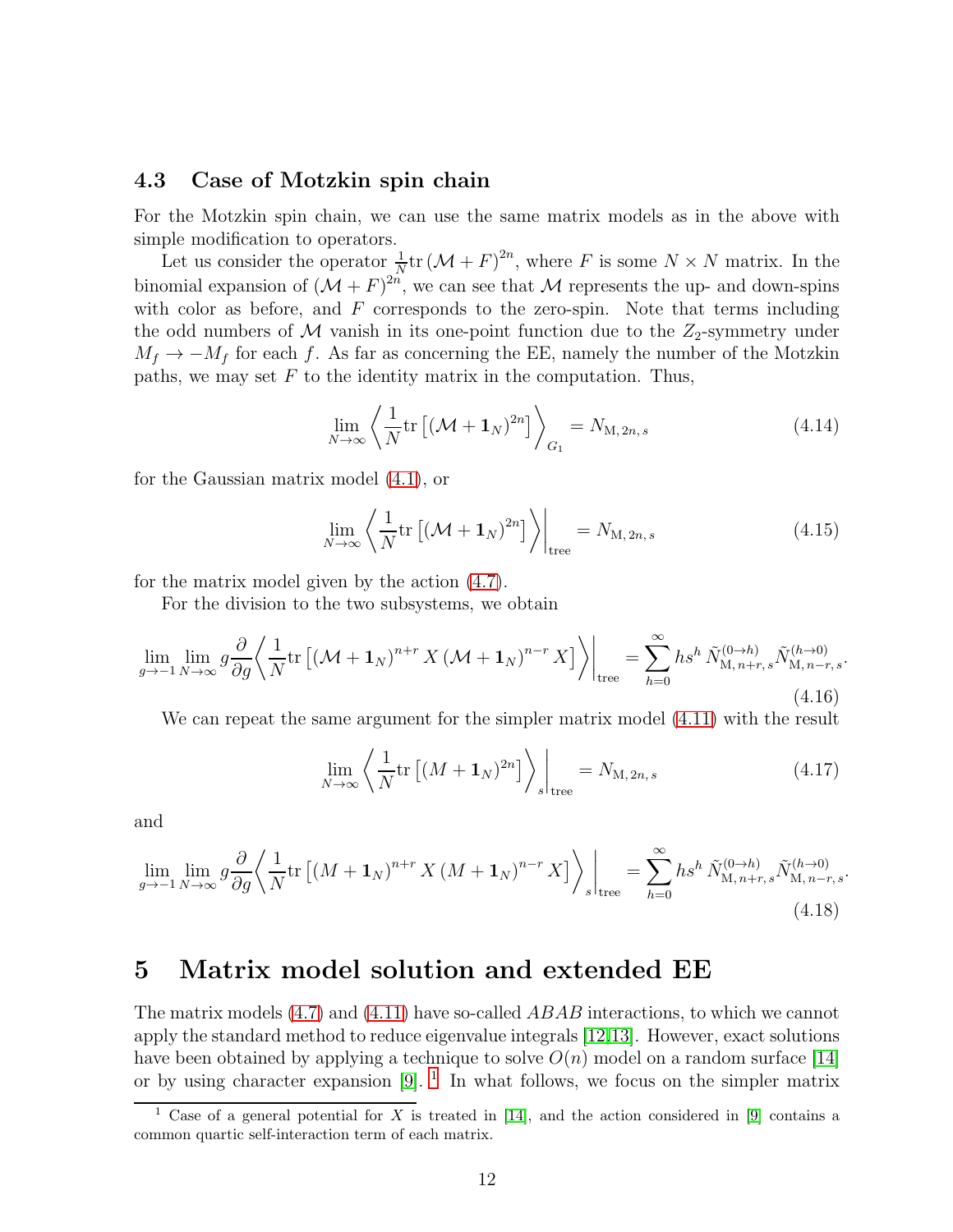### 4.3 Case of Motzkin spin chain

For the Motzkin spin chain, we can use the same matrix models as in the above with simple modification to operators.

Let us consider the operator $\frac{1}{N}\mathrm{tr}\,(\mathcal{M}+F)^{2n}$, where $F$ is some $N \times N$ matrix. In the binomial expansion of $(\mathcal{M}+F)^{2n}$, we can see that $\mathcal{M}$ represents the up- and down-spins with color as before, and $F$ corresponds to the zero-spin. Note that terms including the odd numbers of $\mathcal{M}$ vanish in its one-point function due to the $Z_2$-symmetry under $M_f \to -M_f$ for each $f$. As far as concerning the EE, namely the number of the Motzkin paths, we may set $F$ to the identity matrix in the computation. Thus,

$$\lim_{N\to\infty}\left\langle \frac{1}{N}\mathrm{tr}\left[(\mathcal{M}+\mathbf{1}_N)^{2n}\right]\right\rangle_{G_1} = N_{\mathrm{M},\,2n,\,s} \tag{4.14}$$

for the Gaussian matrix model (4.1), or

$$\lim_{N\to\infty}\left\langle \frac{1}{N}\mathrm{tr}\left[(\mathcal{M}+\mathbf{1}_N)^{2n}\right]\right\rangle\bigg|_{\mathrm{tree}} = N_{\mathrm{M},\,2n,\,s} \tag{4.15}$$

for the matrix model given by the action (4.7).

For the division to the two subsystems, we obtain

$$\lim_{g\to-1}\lim_{N\to\infty} g\frac{\partial}{\partial g}\left\langle \frac{1}{N}\mathrm{tr}\left[(\mathcal{M}+\mathbf{1}_N)^{n+r}X\,(\mathcal{M}+\mathbf{1}_N)^{n-r}X\right]\right\rangle\bigg|_{\mathrm{tree}} = \sum_{h=0}^{\infty} hs^h\,\tilde{N}^{(0\to h)}_{\mathrm{M},\,n+r,\,s}\tilde{N}^{(h\to 0)}_{\mathrm{M},\,n-r,\,s}. \tag{4.16}$$

We can repeat the same argument for the simpler matrix model (4.11) with the result

$$\lim_{N\to\infty}\left\langle \frac{1}{N}\mathrm{tr}\left[(M+\mathbf{1}_N)^{2n}\right]\right\rangle_s\bigg|_{\mathrm{tree}} = N_{\mathrm{M},\,2n,\,s} \tag{4.17}$$

and

$$\lim_{g\to-1}\lim_{N\to\infty} g\frac{\partial}{\partial g}\left\langle \frac{1}{N}\mathrm{tr}\left[(M+\mathbf{1}_N)^{n+r}X\,(M+\mathbf{1}_N)^{n-r}X\right]\right\rangle_s\bigg|_{\mathrm{tree}} = \sum_{h=0}^{\infty} hs^h\,\tilde{N}^{(0\to h)}_{\mathrm{M},\,n+r,\,s}\tilde{N}^{(h\to 0)}_{\mathrm{M},\,n-r,\,s}. \tag{4.18}$$

## 5 Matrix model solution and extended EE

The matrix models (4.7) and (4.11) have so-called $ABAB$ interactions, to which we cannot apply the standard method to reduce eigenvalue integrals [12,13]. However, exact solutions have been obtained by applying a technique to solve $O(n)$ model on a random surface [14] or by using character expansion [9]. [1] In what follows, we focus on the simpler matrix

[1] Case of a general potential for $X$ is treated in [14], and the action considered in [9] contains a common quartic self-interaction term of each matrix.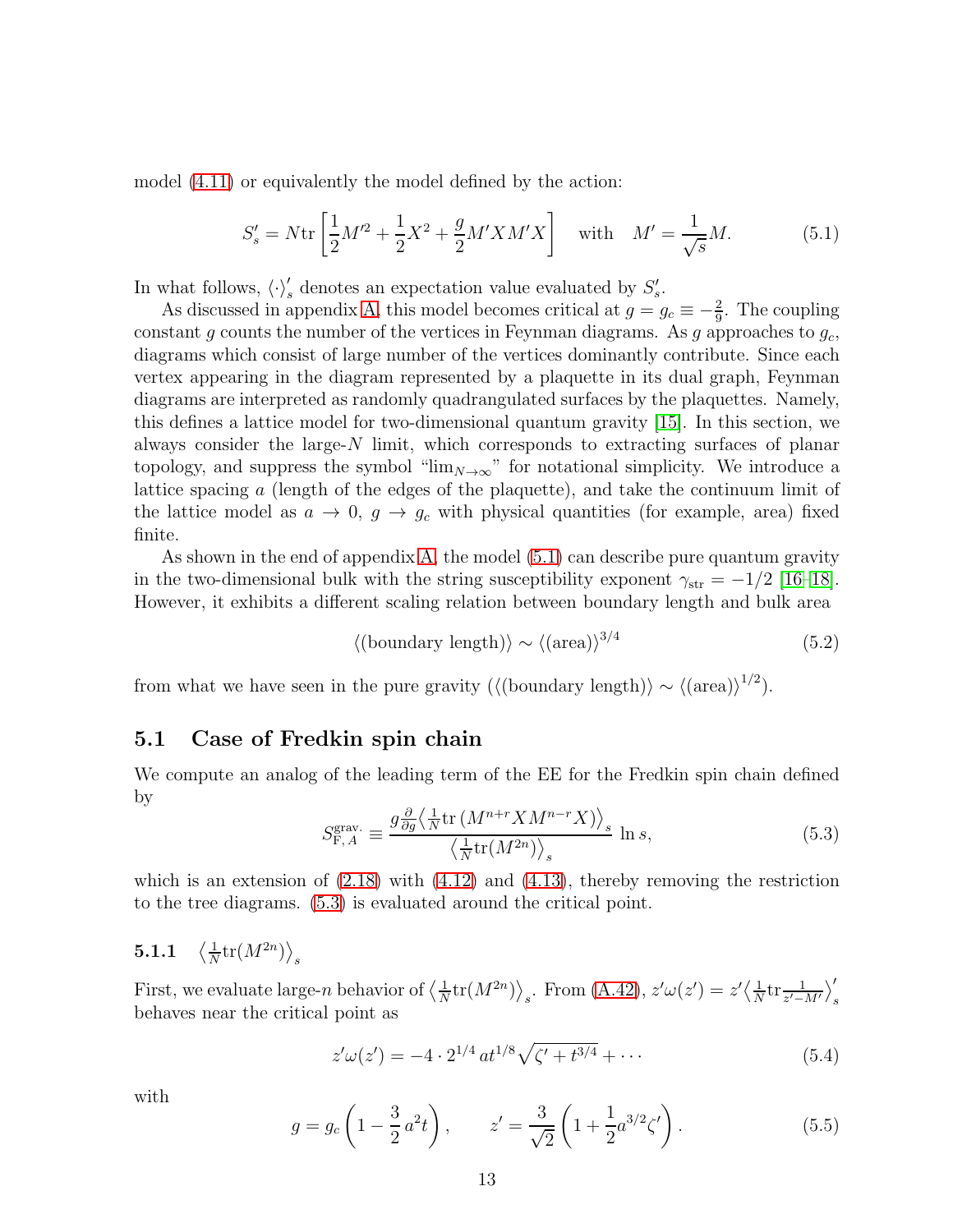model (4.11) or equivalently the model defined by the action:

$$S'_s = N\mathrm{tr}\left[\frac{1}{2}M'^2 + \frac{1}{2}X^2 + \frac{g}{2}M'XM'X\right] \quad \text{with} \quad M' = \frac{1}{\sqrt{s}}M. \tag{5.1}$$

In what follows, $\langle\cdot\rangle'_s$ denotes an expectation value evaluated by $S'_s$.

As discussed in appendix A, this model becomes critical at $g = g_c \equiv -\frac{2}{9}$. The coupling constant $g$ counts the number of the vertices in Feynman diagrams. As $g$ approaches to $g_c$, diagrams which consist of large number of the vertices dominantly contribute. Since each vertex appearing in the diagram represented by a plaquette in its dual graph, Feynman diagrams are interpreted as randomly quadrangulated surfaces by the plaquettes. Namely, this defines a lattice model for two-dimensional quantum gravity [15]. In this section, we always consider the large-$N$ limit, which corresponds to extracting surfaces of planar topology, and suppress the symbol "$\lim_{N\to\infty}$" for notational simplicity. We introduce a lattice spacing $a$ (length of the edges of the plaquette), and take the continuum limit of the lattice model as $a \to 0$, $g \to g_c$ with physical quantities (for example, area) fixed finite.

As shown in the end of appendix A, the model (5.1) can describe pure quantum gravity in the two-dimensional bulk with the string susceptibility exponent $\gamma_{\mathrm{str}} = -1/2$ [16–18]. However, it exhibits a different scaling relation between boundary length and bulk area

$$\langle(\text{boundary length})\rangle \sim \langle(\text{area})\rangle^{3/4} \tag{5.2}$$

from what we have seen in the pure gravity ($\langle(\text{boundary length})\rangle \sim \langle(\text{area})\rangle^{1/2}$).

## 5.1 Case of Fredkin spin chain

We compute an analog of the leading term of the EE for the Fredkin spin chain defined by

$$S^{\text{grav.}}_{\mathrm{F},A} \equiv \frac{g\frac{\partial}{\partial g}\left\langle \frac{1}{N}\mathrm{tr}\left(M^{n+r}XM^{n-r}X\right)\right\rangle_s}{\left\langle \frac{1}{N}\mathrm{tr}(M^{2n})\right\rangle_s} \ln s, \tag{5.3}$$

which is an extension of (2.18) with (4.12) and (4.13), thereby removing the restriction to the tree diagrams. (5.3) is evaluated around the critical point.

### 5.1.1 $\left\langle \frac{1}{N}\mathrm{tr}(M^{2n})\right\rangle_s$

First, we evaluate large-$n$ behavior of $\left\langle \frac{1}{N}\mathrm{tr}(M^{2n})\right\rangle_s$. From (A.42), $z'\omega(z') = z'\left\langle \frac{1}{N}\mathrm{tr}\frac{1}{z'-M'}\right\rangle'_s$ behaves near the critical point as

$$z'\omega(z') = -4\cdot 2^{1/4}\, a t^{1/8}\sqrt{\zeta' + t^{3/4}} + \cdots \tag{5.4}$$

with

$$g = g_c\left(1 - \frac{3}{2}a^2 t\right), \qquad z' = \frac{3}{\sqrt{2}}\left(1 + \frac{1}{2}a^{3/2}\zeta'\right). \tag{5.5}$$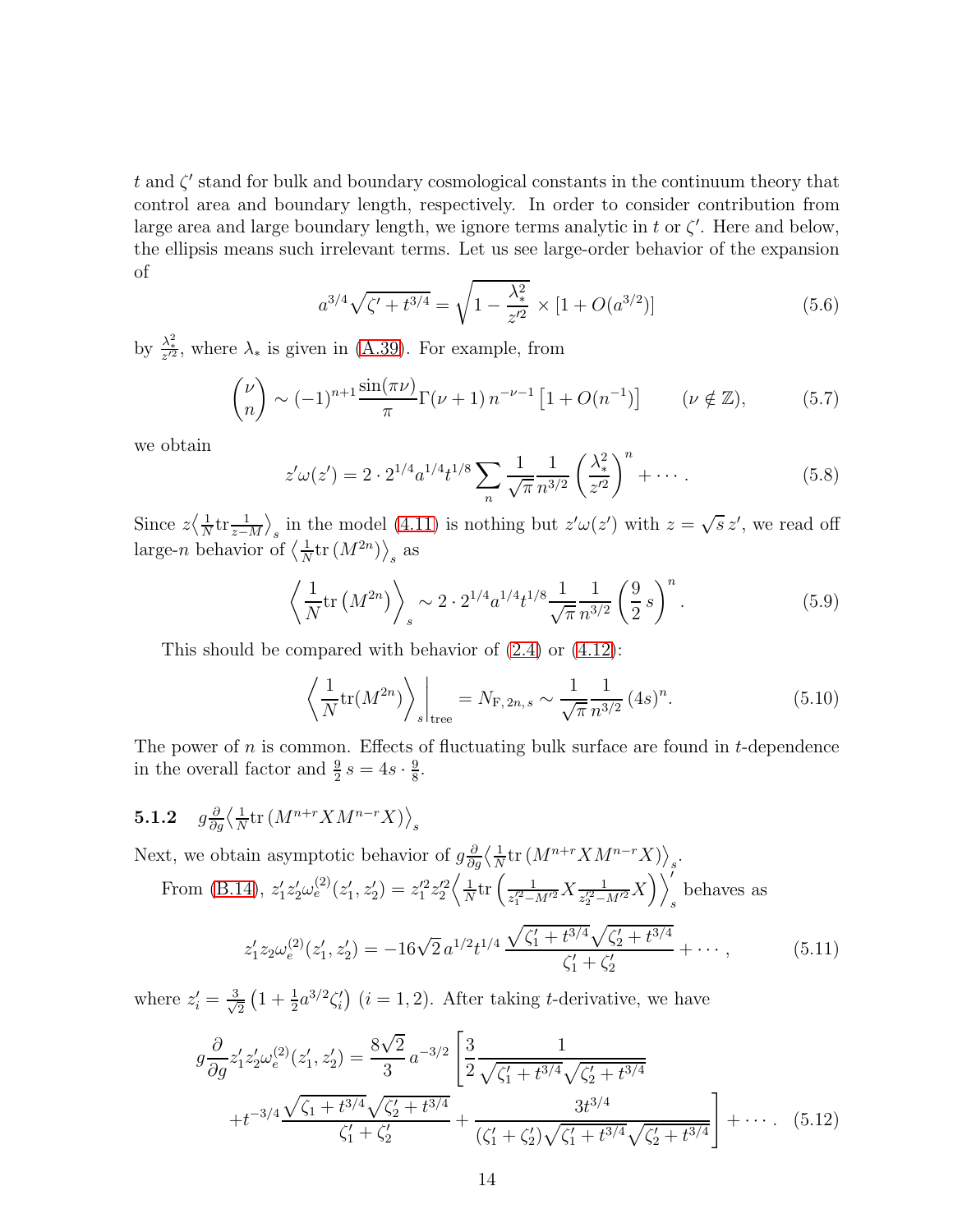$t$ and $\zeta'$ stand for bulk and boundary cosmological constants in the continuum theory that control area and boundary length, respectively. In order to consider contribution from large area and large boundary length, we ignore terms analytic in $t$ or $\zeta'$. Here and below, the ellipsis means such irrelevant terms. Let us see large-order behavior of the expansion of

$$a^{3/4}\sqrt{\zeta' + t^{3/4}} = \sqrt{1 - \frac{\lambda_*^2}{z'^2}} \times [1 + O(a^{3/2})] \tag{5.6}$$

by $\frac{\lambda_*^2}{z'^2}$, where $\lambda_*$ is given in (A.39). For example, from

$$\binom{\nu}{n} \sim (-1)^{n+1}\frac{\sin(\pi\nu)}{\pi}\Gamma(\nu+1)\, n^{-\nu-1}\left[1 + O(n^{-1})\right] \qquad (\nu \notin \mathbb{Z}), \tag{5.7}$$

we obtain

$$z'\omega(z') = 2 \cdot 2^{1/4} a^{1/4} t^{1/8} \sum_n \frac{1}{\sqrt{\pi}} \frac{1}{n^{3/2}} \left(\frac{\lambda_*^2}{z'^2}\right)^n + \cdots. \tag{5.8}$$

Since $z\left\langle \frac{1}{N}\mathrm{tr}\frac{1}{z-M}\right\rangle_s$ in the model (4.11) is nothing but $z'\omega(z')$ with $z = \sqrt{s}\, z'$, we read off large-$n$ behavior of $\left\langle \frac{1}{N}\mathrm{tr}\left(M^{2n}\right)\right\rangle_s$ as

$$\left\langle \frac{1}{N}\mathrm{tr}\left(M^{2n}\right)\right\rangle_s \sim 2 \cdot 2^{1/4} a^{1/4} t^{1/8} \frac{1}{\sqrt{\pi}} \frac{1}{n^{3/2}} \left(\frac{9}{2}\, s\right)^n. \tag{5.9}$$

This should be compared with behavior of (2.4) or (4.12):

$$\left\langle \frac{1}{N}\mathrm{tr}(M^{2n})\right\rangle_s\Bigg|_{\mathrm{tree}} = N_{\mathrm{F},\, 2n,\, s} \sim \frac{1}{\sqrt{\pi}} \frac{1}{n^{3/2}} (4s)^n. \tag{5.10}$$

The power of $n$ is common. Effects of fluctuating bulk surface are found in $t$-dependence in the overall factor and $\frac{9}{2}\, s = 4s \cdot \frac{9}{8}$.

### 5.1.2 $g\frac{\partial}{\partial g}\left\langle \frac{1}{N}\mathrm{tr}\left(M^{n+r} X M^{n-r} X\right)\right\rangle_s$

Next, we obtain asymptotic behavior of $g\frac{\partial}{\partial g}\left\langle \frac{1}{N}\mathrm{tr}\left(M^{n+r} X M^{n-r} X\right)\right\rangle_s$.

From (B.14), $z_1' z_2' \omega_e^{(2)}(z_1', z_2') = z_1'^2 z_2'^2 \left\langle \frac{1}{N}\mathrm{tr}\left(\frac{1}{z_1'^2 - M'^2} X \frac{1}{z_2'^2 - M'^2} X\right)\right\rangle_s'$ behaves as

$$z_1' z_2 \omega_e^{(2)}(z_1', z_2') = -16\sqrt{2}\, a^{1/2} t^{1/4}\, \frac{\sqrt{\zeta_1' + t^{3/4}}\sqrt{\zeta_2' + t^{3/4}}}{\zeta_1' + \zeta_2'} + \cdots, \tag{5.11}$$

where $z_i' = \frac{3}{\sqrt{2}}\left(1 + \frac{1}{2}a^{3/2}\zeta_i'\right)$ $(i = 1, 2)$. After taking $t$-derivative, we have

$$\begin{aligned} g\frac{\partial}{\partial g} z_1' z_2' \omega_e^{(2)}(z_1', z_2') = \frac{8\sqrt{2}}{3}\, a^{-3/2} &\left[\frac{3}{2}\frac{1}{\sqrt{\zeta_1' + t^{3/4}}\sqrt{\zeta_2' + t^{3/4}}}\right. \\ + t^{-3/4}\frac{\sqrt{\zeta_1 + t^{3/4}}\sqrt{\zeta_2' + t^{3/4}}}{\zeta_1' + \zeta_2'} &+ \left.\frac{3t^{3/4}}{(\zeta_1' + \zeta_2')\sqrt{\zeta_1' + t^{3/4}}\sqrt{\zeta_2' + t^{3/4}}}\right] + \cdots. \end{aligned} \tag{5.12}$$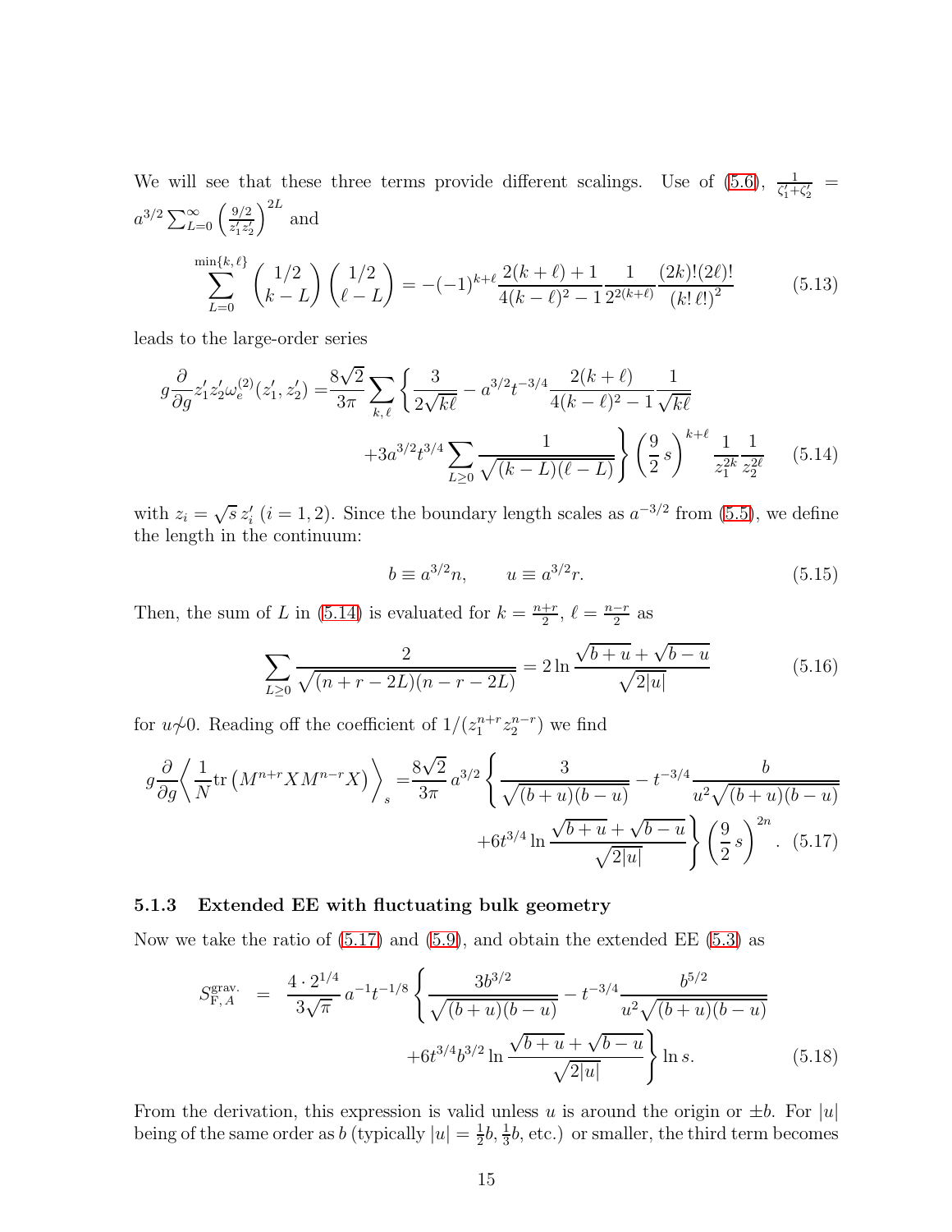We will see that these three terms provide different scalings. Use of (5.6), $\frac{1}{\zeta_1'+\zeta_2'} = a^{3/2}\sum_{L=0}^{\infty}\left(\frac{9/2}{z_1' z_2'}\right)^{2L}$ and

$$\sum_{L=0}^{\min\{k,\ell\}} \binom{1/2}{k-L}\binom{1/2}{\ell-L} = -(-1)^{k+\ell}\frac{2(k+\ell)+1}{4(k-\ell)^2-1}\frac{1}{2^{2(k+\ell)}}\frac{(2k)!(2\ell)!}{(k!\,\ell!)^2} \tag{5.13}$$

leads to the large-order series

$$g\frac{\partial}{\partial g} z_1' z_2' \omega_e^{(2)}(z_1', z_2') = \frac{8\sqrt{2}}{3\pi}\sum_{k,\ell}\left\{\frac{3}{2\sqrt{k\ell}} - a^{3/2}t^{-3/4}\frac{2(k+\ell)}{4(k-\ell)^2-1}\frac{1}{\sqrt{k\ell}} + 3a^{3/2}t^{3/4}\sum_{L\geq 0}\frac{1}{\sqrt{(k-L)(\ell-L)}}\right\}\left(\frac{9}{2}s\right)^{k+\ell}\frac{1}{z_1^{2k}}\frac{1}{z_2^{2\ell}} \tag{5.14}$$

with $z_i = \sqrt{s}\, z_i'$ $(i=1,2)$. Since the boundary length scales as $a^{-3/2}$ from (5.5), we define the length in the continuum:

$$b \equiv a^{3/2} n, \qquad u \equiv a^{3/2} r. \tag{5.15}$$

Then, the sum of $L$ in (5.14) is evaluated for $k = \frac{n+r}{2}$, $\ell = \frac{n-r}{2}$ as

$$\sum_{L\geq 0}\frac{2}{\sqrt{(n+r-2L)(n-r-2L)}} = 2\ln\frac{\sqrt{b+u}+\sqrt{b-u}}{\sqrt{2|u|}} \tag{5.16}$$

for $u \not\sim 0$. Reading off the coefficient of $1/(z_1^{n+r}z_2^{n-r})$ we find

$$g\frac{\partial}{\partial g}\left\langle \frac{1}{N}\mathrm{tr}\left(M^{n+r}XM^{n-r}X\right)\right\rangle_s = \frac{8\sqrt{2}}{3\pi}\,a^{3/2}\left\{\frac{3}{\sqrt{(b+u)(b-u)}} - t^{-3/4}\frac{b}{u^2\sqrt{(b+u)(b-u)}} + 6t^{3/4}\ln\frac{\sqrt{b+u}+\sqrt{b-u}}{\sqrt{2|u|}}\right\}\left(\frac{9}{2}s\right)^{2n}. \tag{5.17}$$

### 5.1.3 Extended EE with fluctuating bulk geometry

Now we take the ratio of (5.17) and (5.9), and obtain the extended EE (5.3) as

$$S^{\mathrm{grav.}}_{\mathrm{F},A} = \frac{4\cdot 2^{1/4}}{3\sqrt{\pi}}\,a^{-1}t^{-1/8}\left\{\frac{3b^{3/2}}{\sqrt{(b+u)(b-u)}} - t^{-3/4}\frac{b^{5/2}}{u^2\sqrt{(b+u)(b-u)}} + 6t^{3/4}b^{3/2}\ln\frac{\sqrt{b+u}+\sqrt{b-u}}{\sqrt{2|u|}}\right\}\ln s. \tag{5.18}$$

From the derivation, this expression is valid unless $u$ is around the origin or $\pm b$. For $|u|$ being of the same order as $b$ (typically $|u| = \frac{1}{2}b, \frac{1}{3}b$, etc.) or smaller, the third term becomes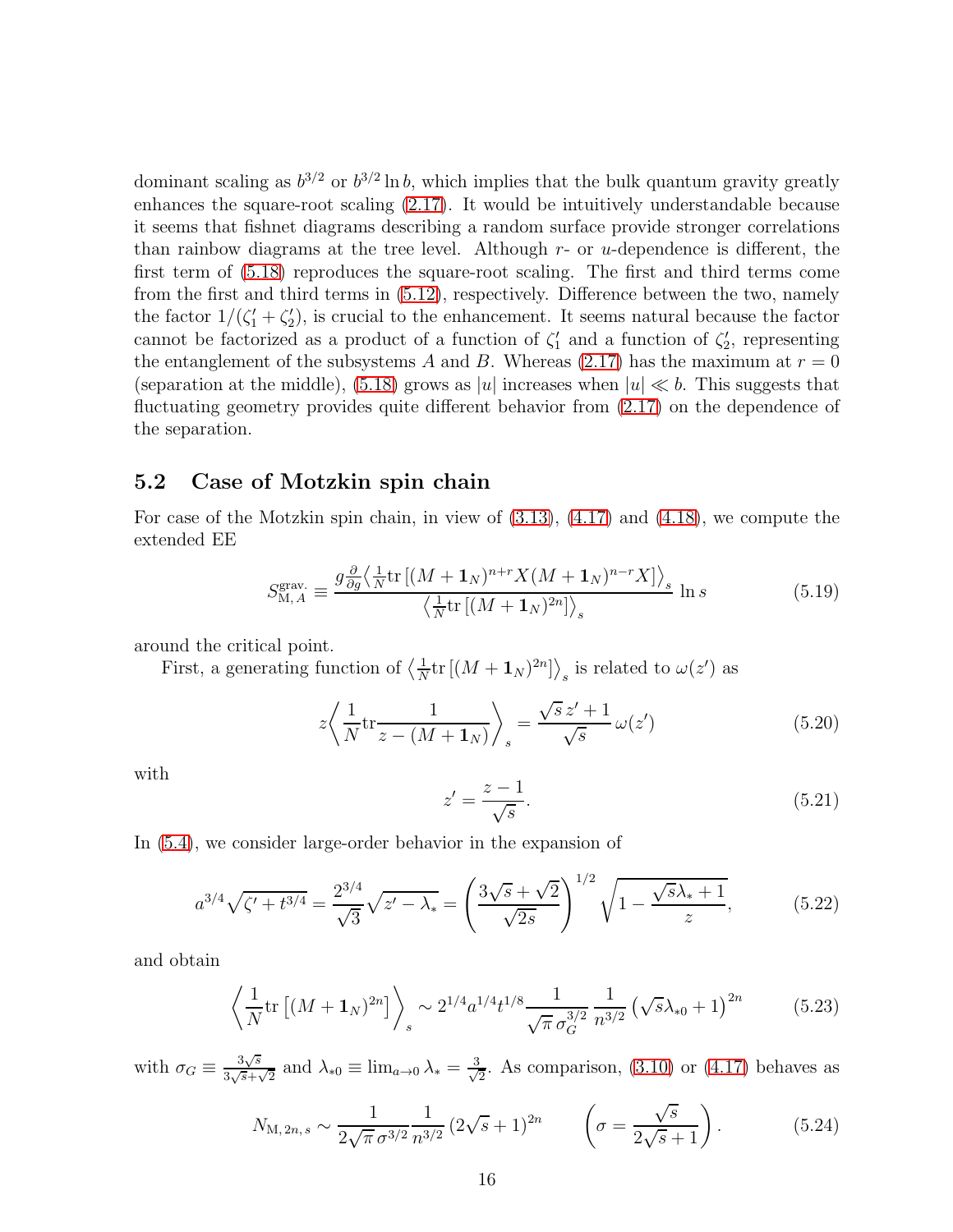dominant scaling as $b^{3/2}$ or $b^{3/2}\ln b$, which implies that the bulk quantum gravity greatly enhances the square-root scaling (2.17). It would be intuitively understandable because it seems that fishnet diagrams describing a random surface provide stronger correlations than rainbow diagrams at the tree level. Although $r$- or $u$-dependence is different, the first term of (5.18) reproduces the square-root scaling. The first and third terms come from the first and third terms in (5.12), respectively. Difference between the two, namely the factor $1/(\zeta_1' + \zeta_2')$, is crucial to the enhancement. It seems natural because the factor cannot be factorized as a product of a function of $\zeta_1'$ and a function of $\zeta_2'$, representing the entanglement of the subsystems $A$ and $B$. Whereas (2.17) has the maximum at $r = 0$ (separation at the middle), (5.18) grows as $|u|$ increases when $|u| \ll b$. This suggests that fluctuating geometry provides quite different behavior from (2.17) on the dependence of the separation.

## 5.2 Case of Motzkin spin chain

For case of the Motzkin spin chain, in view of (3.13), (4.17) and (4.18), we compute the extended EE

$$S^{\text{grav.}}_{\text{M},A} \equiv \frac{g\frac{\partial}{\partial g}\left\langle \frac{1}{N}\text{tr}\left[(M+\mathbf{1}_N)^{n+r}X(M+\mathbf{1}_N)^{n-r}X\right]\right\rangle_s}{\left\langle \frac{1}{N}\text{tr}\left[(M+\mathbf{1}_N)^{2n}\right]\right\rangle_s}\ln s \tag{5.19}$$

around the critical point.

First, a generating function of $\left\langle \frac{1}{N}\text{tr}\left[(M+\mathbf{1}_N)^{2n}\right]\right\rangle_s$ is related to $\omega(z')$ as

$$z\left\langle \frac{1}{N}\text{tr}\frac{1}{z-(M+\mathbf{1}_N)}\right\rangle_s = \frac{\sqrt{s}\,z'+1}{\sqrt{s}}\,\omega(z') \tag{5.20}$$

with

$$z' = \frac{z-1}{\sqrt{s}}. \tag{5.21}$$

In (5.4), we consider large-order behavior in the expansion of

$$a^{3/4}\sqrt{\zeta'+t^{3/4}} = \frac{2^{3/4}}{\sqrt{3}}\sqrt{z'-\lambda_*} = \left(\frac{3\sqrt{s}+\sqrt{2}}{\sqrt{2s}}\right)^{1/2}\sqrt{1-\frac{\sqrt{s}\lambda_*+1}{z}}, \tag{5.22}$$

and obtain

$$\left\langle \frac{1}{N}\text{tr}\left[(M+\mathbf{1}_N)^{2n}\right]\right\rangle_s \sim 2^{1/4}a^{1/4}t^{1/8}\frac{1}{\sqrt{\pi}\,\sigma_G^{3/2}}\,\frac{1}{n^{3/2}}\left(\sqrt{s}\lambda_{*0}+1\right)^{2n} \tag{5.23}$$

with $\sigma_G \equiv \frac{3\sqrt{s}}{3\sqrt{s}+\sqrt{2}}$ and $\lambda_{*0} \equiv \lim_{a\to 0}\lambda_* = \frac{3}{\sqrt{2}}$. As comparison, (3.10) or (4.17) behaves as

$$N_{\text{M},\,2n,\,s} \sim \frac{1}{2\sqrt{\pi}\,\sigma^{3/2}}\frac{1}{n^{3/2}}\left(2\sqrt{s}+1\right)^{2n} \qquad \left(\sigma = \frac{\sqrt{s}}{2\sqrt{s}+1}\right). \tag{5.24}$$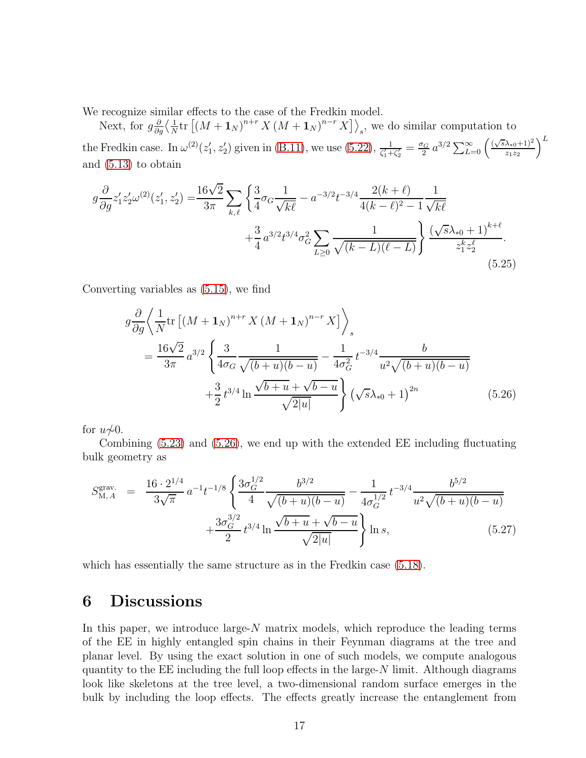We recognize similar effects to the case of the Fredkin model.

Next, for $g\frac{\partial}{\partial g}\left\langle \frac{1}{N}\mathrm{tr}\left[(M+\mathbf{1}_N)^{n+r}X\,(M+\mathbf{1}_N)^{n-r}X\right]\right\rangle_s$, we do similar computation to the Fredkin case. In $\omega^{(2)}(z_1', z_2')$ given in (B.11), we use (5.22), $\frac{1}{\zeta_1'+\zeta_2'} = \frac{\sigma_G}{2}\,a^{3/2}\sum_{L=0}^{\infty}\left(\frac{(\sqrt{s}\lambda_{*0}+1)^2}{z_1 z_2}\right)^L$ and (5.13) to obtain

$$
\begin{aligned}
g\frac{\partial}{\partial g}z_1'z_2'\omega^{(2)}(z_1', z_2') =& \frac{16\sqrt{2}}{3\pi}\sum_{k,\,\ell}\left\{\frac{3}{4}\sigma_G\frac{1}{\sqrt{k\ell}} - a^{-3/2}t^{-3/4}\frac{2(k+\ell)}{4(k-\ell)^2-1}\frac{1}{\sqrt{k\ell}}\right. \\
&\left. +\frac{3}{4}\,a^{3/2}t^{3/4}\sigma_G^2\sum_{L\geq 0}\frac{1}{\sqrt{(k-L)(\ell-L)}}\right\}\frac{(\sqrt{s}\lambda_{*0}+1)^{k+\ell}}{z_1^k z_2^\ell}.
\end{aligned}
\tag{5.25}
$$

Converting variables as (5.15), we find

$$
\begin{aligned}
g\frac{\partial}{\partial g}&\left\langle\frac{1}{N}\mathrm{tr}\left[(M+\mathbf{1}_N)^{n+r}X\,(M+\mathbf{1}_N)^{n-r}X\right]\right\rangle_s \\
&= \frac{16\sqrt{2}}{3\pi}\,a^{3/2}\left\{\frac{3}{4\sigma_G}\frac{1}{\sqrt{(b+u)(b-u)}} - \frac{1}{4\sigma_G^2}\,t^{-3/4}\frac{b}{u^2\sqrt{(b+u)(b-u)}}\right. \\
&\qquad\left. +\frac{3}{2}\,t^{3/4}\ln\frac{\sqrt{b+u}+\sqrt{b-u}}{\sqrt{2|u|}}\right\}\left(\sqrt{s}\lambda_{*0}+1\right)^{2n}
\end{aligned}
\tag{5.26}
$$

for $u\not\sim 0$.

Combining (5.23) and (5.26), we end up with the extended EE including fluctuating bulk geometry as

$$
\begin{aligned}
S_{\mathrm{M},A}^{\mathrm{grav.}} \;=\; & \frac{16\cdot 2^{1/4}}{3\sqrt{\pi}}\,a^{-1}t^{-1/8}\left\{\frac{3\sigma_G^{1/2}}{4}\frac{b^{3/2}}{\sqrt{(b+u)(b-u)}} - \frac{1}{4\sigma_G^{1/2}}\,t^{-3/4}\frac{b^{5/2}}{u^2\sqrt{(b+u)(b-u)}}\right. \\
&\left. +\frac{3\sigma_G^{3/2}}{2}\,t^{3/4}\ln\frac{\sqrt{b+u}+\sqrt{b-u}}{\sqrt{2|u|}}\right\}\ln s,
\end{aligned}
\tag{5.27}
$$

which has essentially the same structure as in the Fredkin case (5.18).

# 6 Discussions

In this paper, we introduce large-$N$ matrix models, which reproduce the leading terms of the EE in highly entangled spin chains in their Feynman diagrams at the tree and planar level. By using the exact solution in one of such models, we compute analogous quantity to the EE including the full loop effects in the large-$N$ limit. Although diagrams look like skeletons at the tree level, a two-dimensional random surface emerges in the bulk by including the loop effects. The effects greatly increase the entanglement from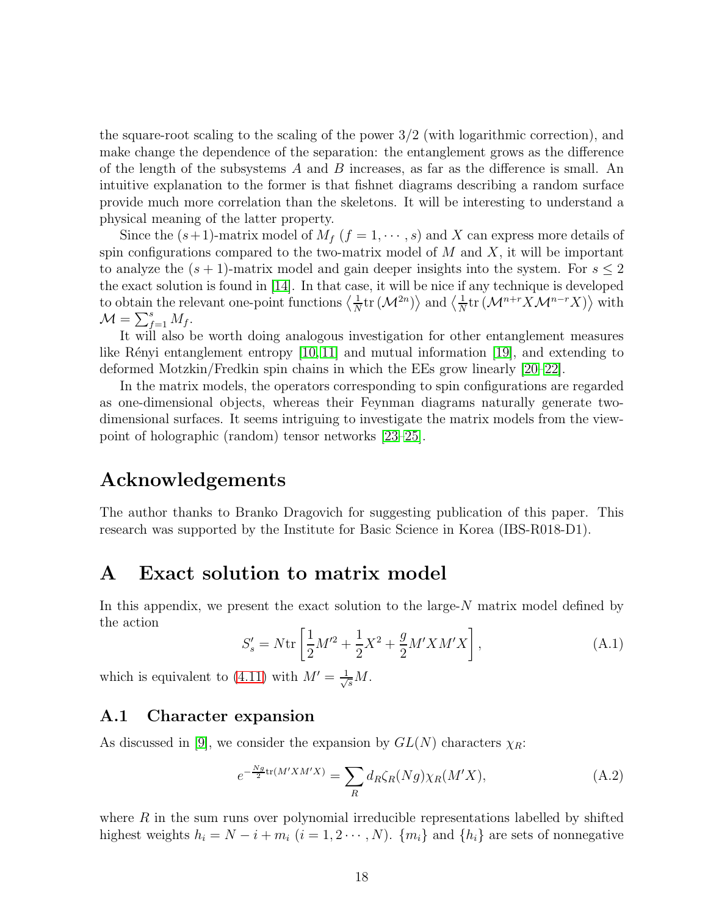the square-root scaling to the scaling of the power 3/2 (with logarithmic correction), and make change the dependence of the separation: the entanglement grows as the difference of the length of the subsystems $A$ and $B$ increases, as far as the difference is small. An intuitive explanation to the former is that fishnet diagrams describing a random surface provide much more correlation than the skeletons. It will be interesting to understand a physical meaning of the latter property.

Since the $(s+1)$-matrix model of $M_f$ $(f = 1, \cdots, s)$ and $X$ can express more details of spin configurations compared to the two-matrix model of $M$ and $X$, it will be important to analyze the $(s+1)$-matrix model and gain deeper insights into the system. For $s \leq 2$ the exact solution is found in [14]. In that case, it will be nice if any technique is developed to obtain the relevant one-point functions $\left\langle \frac{1}{N}\mathrm{tr}\left(\mathcal{M}^{2n}\right)\right\rangle$ and $\left\langle \frac{1}{N}\mathrm{tr}\left(\mathcal{M}^{n+r}X\mathcal{M}^{n-r}X\right)\right\rangle$ with $\mathcal{M} = \sum_{f=1}^{s} M_f$.

It will also be worth doing analogous investigation for other entanglement measures like Rényi entanglement entropy [10,11] and mutual information [19], and extending to deformed Motzkin/Fredkin spin chains in which the EEs grow linearly [20–22].

In the matrix models, the operators corresponding to spin configurations are regarded as one-dimensional objects, whereas their Feynman diagrams naturally generate two-dimensional surfaces. It seems intriguing to investigate the matrix models from the viewpoint of holographic (random) tensor networks [23–25].

# Acknowledgements

The author thanks to Branko Dragovich for suggesting publication of this paper. This research was supported by the Institute for Basic Science in Korea (IBS-R018-D1).

# A Exact solution to matrix model

In this appendix, we present the exact solution to the large-$N$ matrix model defined by the action

$$S'_s = N\mathrm{tr}\left[\frac{1}{2}M'^2 + \frac{1}{2}X^2 + \frac{g}{2}M'XM'X\right], \tag{A.1}$$

which is equivalent to (4.11) with $M' = \frac{1}{\sqrt{s}}M$.

## A.1 Character expansion

As discussed in [9], we consider the expansion by $GL(N)$ characters $\chi_R$:

$$e^{-\frac{Ng}{2}\mathrm{tr}(M'XM'X)} = \sum_R d_R \zeta_R(Ng)\chi_R(M'X), \tag{A.2}$$

where $R$ in the sum runs over polynomial irreducible representations labelled by shifted highest weights $h_i = N - i + m_i$ $(i = 1, 2 \cdots, N)$. $\{m_i\}$ and $\{h_i\}$ are sets of nonnegative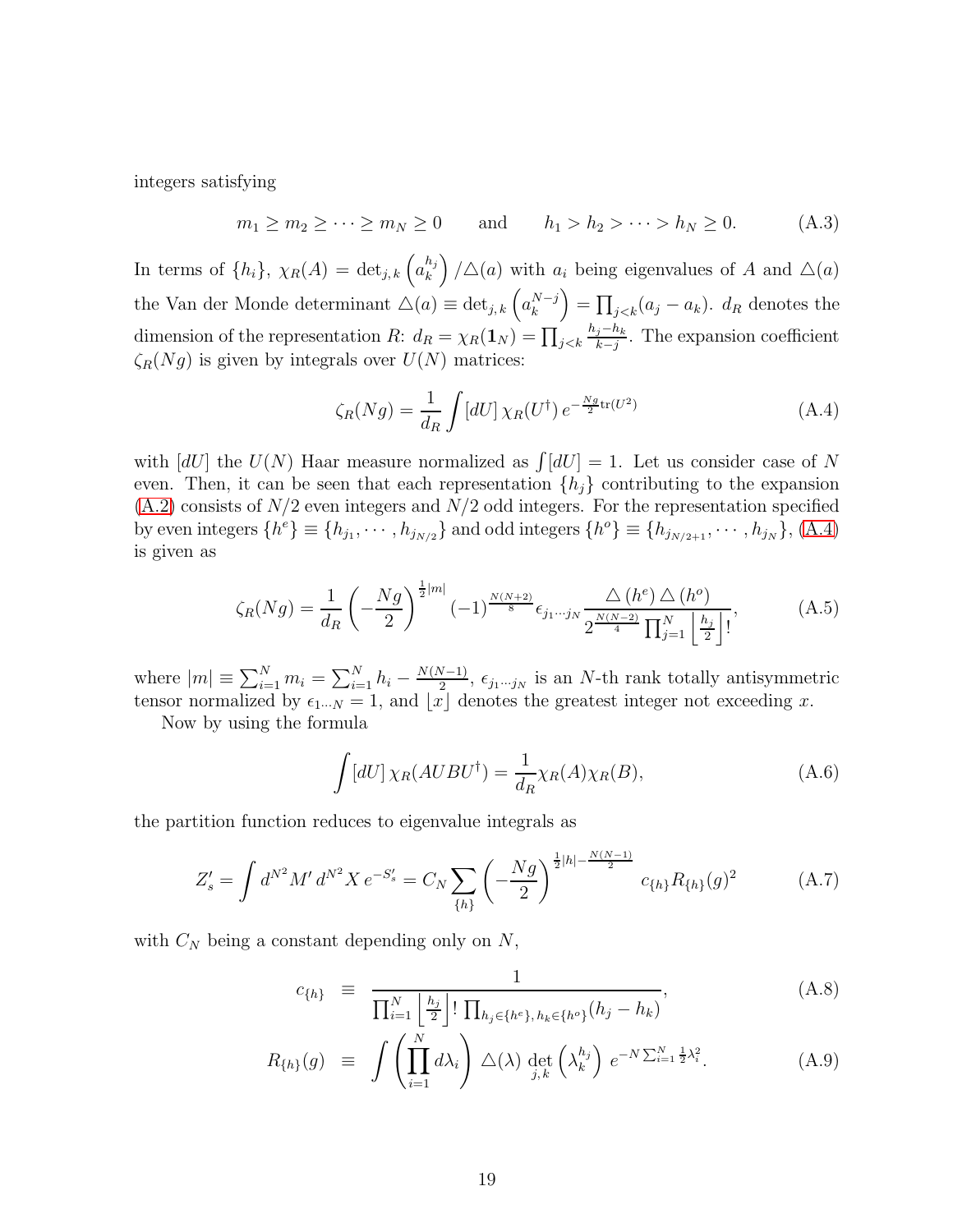integers satisfying

$$m_1 \geq m_2 \geq \cdots \geq m_N \geq 0 \qquad \text{and} \qquad h_1 > h_2 > \cdots > h_N \geq 0. \tag{A.3}$$

In terms of $\{h_i\}$, $\chi_R(A) = \det_{j,k}\left(a_k^{h_j}\right)/\triangle(a)$ with $a_i$ being eigenvalues of $A$ and $\triangle(a)$ the Van der Monde determinant $\triangle(a) \equiv \det_{j,k}\left(a_k^{N-j}\right) = \prod_{j<k}(a_j - a_k)$. $d_R$ denotes the dimension of the representation $R$: $d_R = \chi_R(\mathbf{1}_N) = \prod_{j<k}\frac{h_j - h_k}{k-j}$. The expansion coefficient $\zeta_R(Ng)$ is given by integrals over $U(N)$ matrices:

$$\zeta_R(Ng) = \frac{1}{d_R}\int [dU]\, \chi_R(U^\dagger)\, e^{-\frac{Ng}{2}\mathrm{tr}(U^2)} \tag{A.4}$$

with $[dU]$ the $U(N)$ Haar measure normalized as $\int [dU] = 1$. Let us consider case of $N$ even. Then, it can be seen that each representation $\{h_j\}$ contributing to the expansion (A.2) consists of $N/2$ even integers and $N/2$ odd integers. For the representation specified by even integers $\{h^e\} \equiv \{h_{j_1}, \cdots, h_{j_{N/2}}\}$ and odd integers $\{h^o\} \equiv \{h_{j_{N/2+1}}, \cdots, h_{j_N}\}$, (A.4) is given as

$$\zeta_R(Ng) = \frac{1}{d_R}\left(-\frac{Ng}{2}\right)^{\frac{1}{2}|m|}(-1)^{\frac{N(N+2)}{8}}\epsilon_{j_1\cdots j_N}\frac{\triangle(h^e)\,\triangle(h^o)}{2^{\frac{N(N-2)}{4}}\prod_{j=1}^N\left\lfloor\frac{h_j}{2}\right\rfloor!}, \tag{A.5}$$

where $|m| \equiv \sum_{i=1}^N m_i = \sum_{i=1}^N h_i - \frac{N(N-1)}{2}$, $\epsilon_{j_1\cdots j_N}$ is an $N$-th rank totally antisymmetric tensor normalized by $\epsilon_{1\cdots N} = 1$, and $\lfloor x \rfloor$ denotes the greatest integer not exceeding $x$.

Now by using the formula

$$\int [dU]\, \chi_R(AUBU^\dagger) = \frac{1}{d_R}\chi_R(A)\chi_R(B), \tag{A.6}$$

the partition function reduces to eigenvalue integrals as

$$Z'_s = \int d^{N^2}M'\, d^{N^2}X\, e^{-S'_s} = C_N \sum_{\{h\}}\left(-\frac{Ng}{2}\right)^{\frac{1}{2}|h| - \frac{N(N-1)}{2}} c_{\{h\}} R_{\{h\}}(g)^2 \tag{A.7}$$

with $C_N$ being a constant depending only on $N$,

$$c_{\{h\}} \equiv \frac{1}{\prod_{i=1}^N \left\lfloor \frac{h_j}{2}\right\rfloor! \prod_{h_j\in\{h^e\},\, h_k\in\{h^o\}}(h_j - h_k)}, \tag{A.8}$$

$$R_{\{h\}}(g) \equiv \int\left(\prod_{i=1}^N d\lambda_i\right)\triangle(\lambda)\,\det_{j,k}\left(\lambda_k^{h_j}\right)\, e^{-N\sum_{i=1}^N \frac{1}{2}\lambda_i^2}. \tag{A.9}$$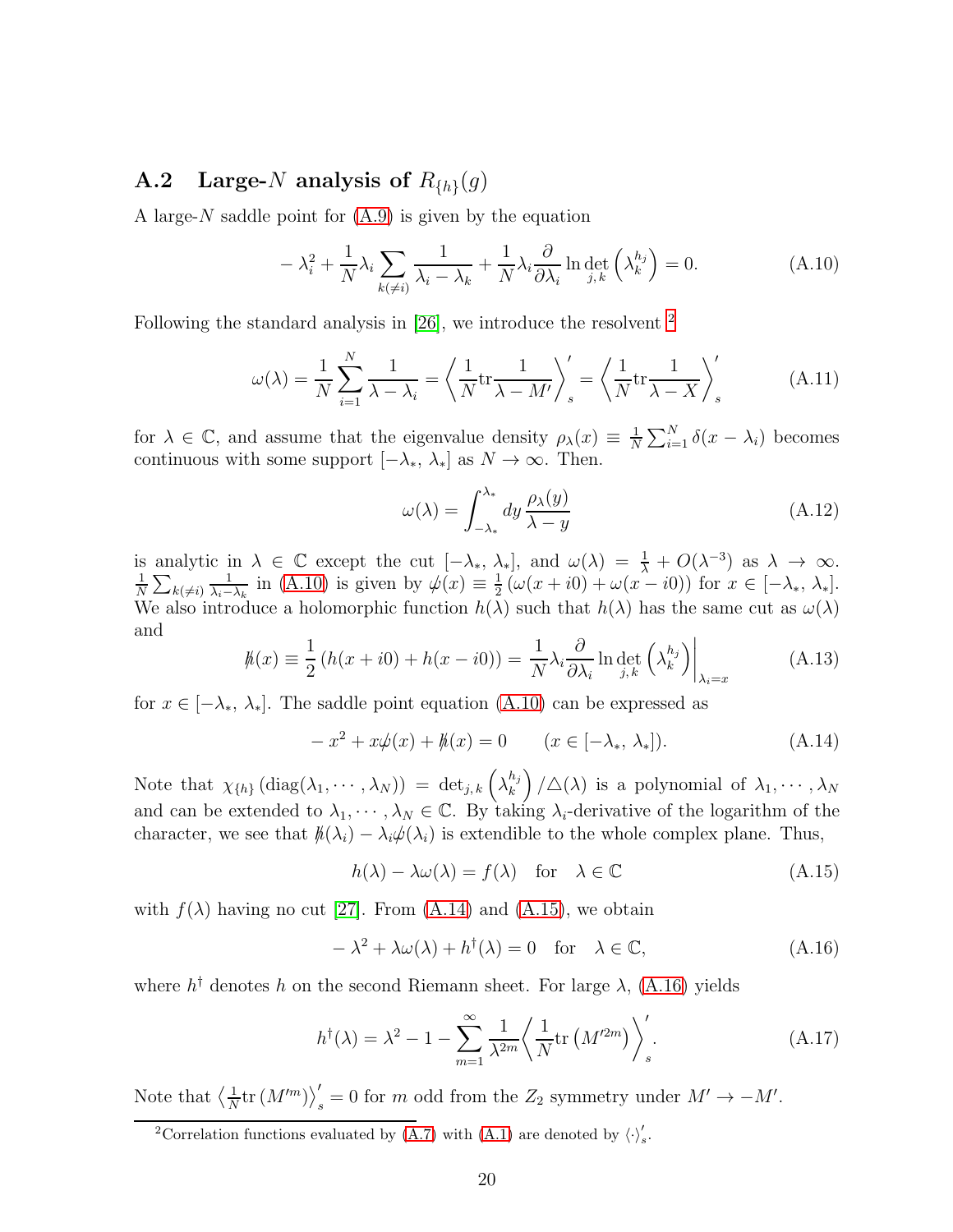### A.2 Large-$N$ analysis of $R_{\{h\}}(g)$

A large-$N$ saddle point for (A.9) is given by the equation

$$-\lambda_i^2 + \frac{1}{N}\lambda_i \sum_{k(\neq i)} \frac{1}{\lambda_i - \lambda_k} + \frac{1}{N}\lambda_i \frac{\partial}{\partial \lambda_i} \ln \det_{j,k}\left(\lambda_k^{h_j}\right) = 0. \tag{A.10}$$

Following the standard analysis in [26], we introduce the resolvent [2]

$$\omega(\lambda) = \frac{1}{N}\sum_{i=1}^{N} \frac{1}{\lambda - \lambda_i} = \left\langle \frac{1}{N}\mathrm{tr}\frac{1}{\lambda - M'}\right\rangle_s' = \left\langle \frac{1}{N}\mathrm{tr}\frac{1}{\lambda - X}\right\rangle_s' \tag{A.11}$$

for $\lambda \in \mathbb{C}$, and assume that the eigenvalue density $\rho_\lambda(x) \equiv \frac{1}{N}\sum_{i=1}^{N}\delta(x-\lambda_i)$ becomes continuous with some support $[-\lambda_*,\,\lambda_*]$ as $N\to\infty$. Then.

$$\omega(\lambda) = \int_{-\lambda_*}^{\lambda_*} dy\, \frac{\rho_\lambda(y)}{\lambda - y} \tag{A.12}$$

is analytic in $\lambda \in \mathbb{C}$ except the cut $[-\lambda_*,\,\lambda_*]$, and $\omega(\lambda) = \frac{1}{\lambda} + O(\lambda^{-3})$ as $\lambda\to\infty$. $\frac{1}{N}\sum_{k(\neq i)}\frac{1}{\lambda_i-\lambda_k}$ in (A.10) is given by $\not{\omega}(x) \equiv \frac{1}{2}\left(\omega(x+i0)+\omega(x-i0)\right)$ for $x\in[-\lambda_*,\,\lambda_*]$. We also introduce a holomorphic function $h(\lambda)$ such that $h(\lambda)$ has the same cut as $\omega(\lambda)$ and

$$\not{h}(x) \equiv \frac{1}{2}\left(h(x+i0)+h(x-i0)\right) = \frac{1}{N}\lambda_i\frac{\partial}{\partial\lambda_i}\ln\det_{j,k}\left(\lambda_k^{h_j}\right)\bigg|_{\lambda_i=x} \tag{A.13}$$

for $x\in[-\lambda_*,\,\lambda_*]$. The saddle point equation (A.10) can be expressed as

$$-x^2 + x\not{\omega}(x) + \not{h}(x) = 0 \qquad (x\in[-\lambda_*,\,\lambda_*]). \tag{A.14}$$

Note that $\chi_{\{h\}}\left(\mathrm{diag}(\lambda_1,\cdots,\lambda_N)\right) = \det_{j,k}\left(\lambda_k^{h_j}\right)/\triangle(\lambda)$ is a polynomial of $\lambda_1,\cdots,\lambda_N$ and can be extended to $\lambda_1,\cdots,\lambda_N\in\mathbb{C}$. By taking $\lambda_i$-derivative of the logarithm of the character, we see that $\not{h}(\lambda_i) - \lambda_i\not{\omega}(\lambda_i)$ is extendible to the whole complex plane. Thus,

$$h(\lambda) - \lambda\omega(\lambda) = f(\lambda) \quad \text{for} \quad \lambda\in\mathbb{C} \tag{A.15}$$

with $f(\lambda)$ having no cut [27]. From (A.14) and (A.15), we obtain

$$-\lambda^2 + \lambda\omega(\lambda) + h^\dagger(\lambda) = 0 \quad \text{for} \quad \lambda\in\mathbb{C}, \tag{A.16}$$

where $h^\dagger$ denotes $h$ on the second Riemann sheet. For large $\lambda$, (A.16) yields

$$h^\dagger(\lambda) = \lambda^2 - 1 - \sum_{m=1}^{\infty}\frac{1}{\lambda^{2m}}\left\langle\frac{1}{N}\mathrm{tr}\left(M'^{2m}\right)\right\rangle_s'. \tag{A.17}$$

Note that $\left\langle\frac{1}{N}\mathrm{tr}\left(M'^{m}\right)\right\rangle_s' = 0$ for $m$ odd from the $Z_2$ symmetry under $M'\to -M'$.

[2] Correlation functions evaluated by (A.7) with (A.1) are denoted by $\langle\cdot\rangle_s'$.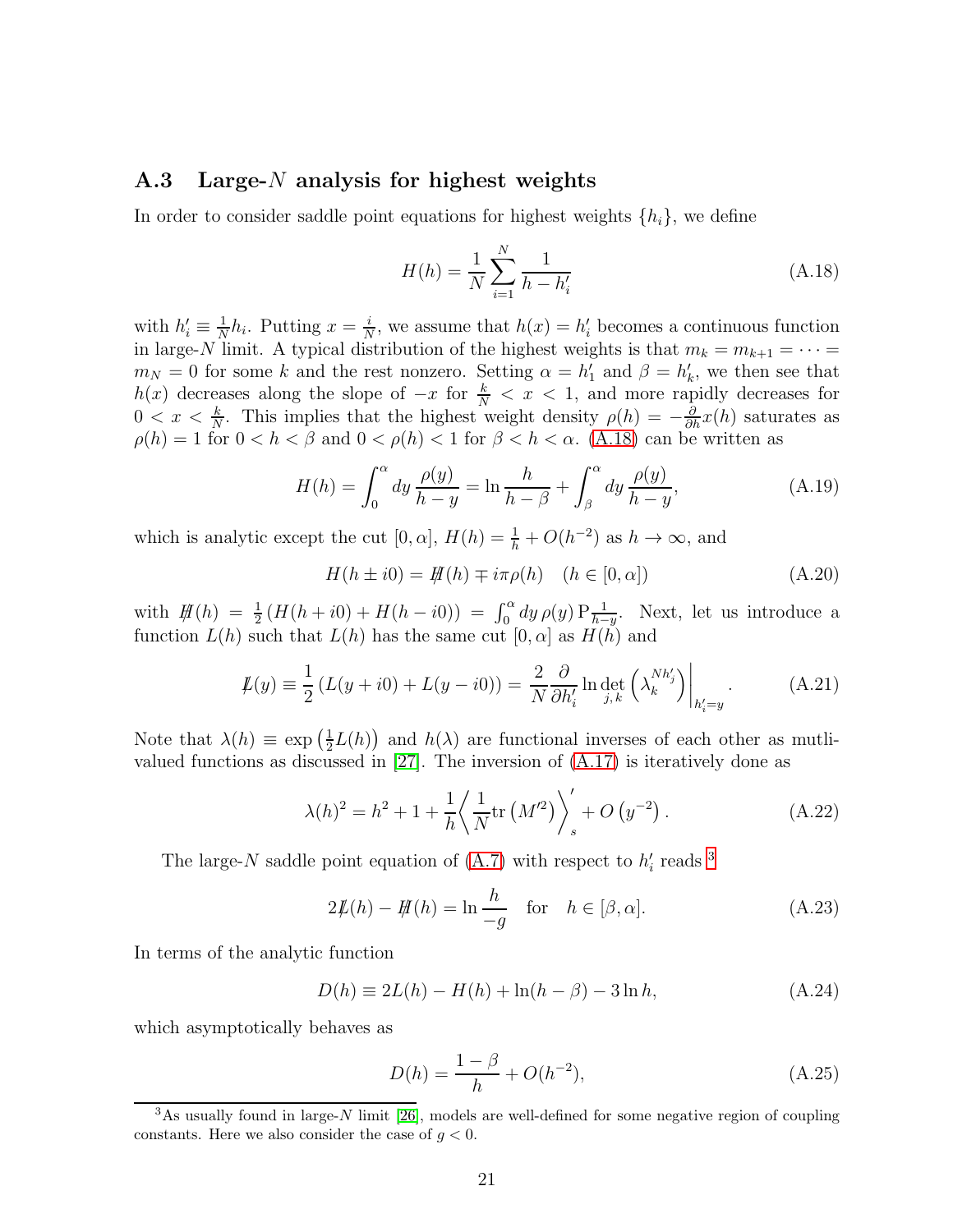### A.3 Large-$N$ analysis for highest weights

In order to consider saddle point equations for highest weights $\{h_i\}$, we define

$$H(h) = \frac{1}{N}\sum_{i=1}^{N} \frac{1}{h - h_i'} \tag{A.18}$$

with $h_i' \equiv \frac{1}{N}h_i$. Putting $x = \frac{i}{N}$, we assume that $h(x) = h_i'$ becomes a continuous function in large-$N$ limit. A typical distribution of the highest weights is that $m_k = m_{k+1} = \cdots = m_N = 0$ for some $k$ and the rest nonzero. Setting $\alpha = h_1'$ and $\beta = h_k'$, we then see that $h(x)$ decreases along the slope of $-x$ for $\frac{k}{N} < x < 1$, and more rapidly decreases for $0 < x < \frac{k}{N}$. This implies that the highest weight density $\rho(h) = -\frac{\partial}{\partial h}x(h)$ saturates as $\rho(h) = 1$ for $0 < h < \beta$ and $0 < \rho(h) < 1$ for $\beta < h < \alpha$. (A.18) can be written as

$$H(h) = \int_0^\alpha dy\, \frac{\rho(y)}{h-y} = \ln\frac{h}{h-\beta} + \int_\beta^\alpha dy\, \frac{\rho(y)}{h-y}, \tag{A.19}$$

which is analytic except the cut $[0, \alpha]$, $H(h) = \frac{1}{h} + O(h^{-2})$ as $h \to \infty$, and

$$H(h \pm i0) = \not{H}(h) \mp i\pi\rho(h) \quad (h \in [0, \alpha]) \tag{A.20}$$

with $\not{H}(h) = \frac{1}{2}\left(H(h+i0) + H(h-i0)\right) = \int_0^\alpha dy\, \rho(y)\, \mathrm{P}\frac{1}{h-y}$. Next, let us introduce a function $L(h)$ such that $L(h)$ has the same cut $[0, \alpha]$ as $H(h)$ and

$$\not{L}(y) \equiv \frac{1}{2}\left(L(y+i0) + L(y-i0)\right) = \frac{2}{N}\frac{\partial}{\partial h_i'}\ln\det_{j,k}\left(\lambda_k^{Nh_j'}\right)\Bigg|_{h_i'=y}. \tag{A.21}$$

Note that $\lambda(h) \equiv \exp\left(\frac{1}{2}L(h)\right)$ and $h(\lambda)$ are functional inverses of each other as mutli-valued functions as discussed in [27]. The inversion of (A.17) is iteratively done as

$$\lambda(h)^2 = h^2 + 1 + \frac{1}{h}\left\langle \frac{1}{N}\mathrm{tr}\left(M'^2\right)\right\rangle_s' + O\left(y^{-2}\right). \tag{A.22}$$

The large-$N$ saddle point equation of (A.7) with respect to $h_i'$ reads [3]

$$2\not{L}(h) - \not{H}(h) = \ln\frac{h}{-g} \quad \text{for} \quad h \in [\beta, \alpha]. \tag{A.23}$$

In terms of the analytic function

$$D(h) \equiv 2L(h) - H(h) + \ln(h-\beta) - 3\ln h, \tag{A.24}$$

which asymptotically behaves as

$$D(h) = \frac{1-\beta}{h} + O(h^{-2}), \tag{A.25}$$

[3] As usually found in large-$N$ limit [26], models are well-defined for some negative region of coupling constants. Here we also consider the case of $g < 0$.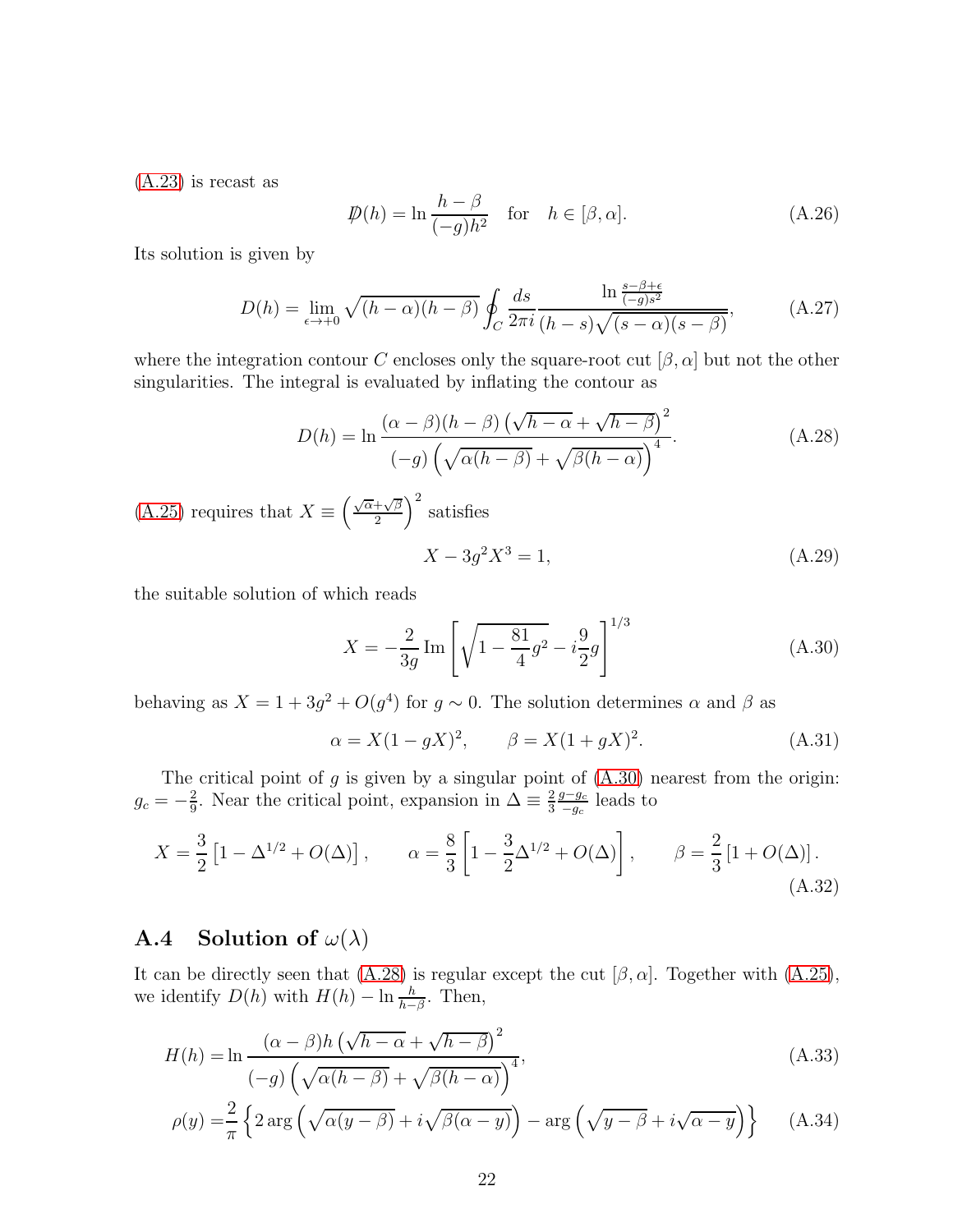(A.23) is recast as

$$
\not{D}(h) = \ln \frac{h-\beta}{(-g)h^2} \quad \text{for} \quad h \in [\beta, \alpha]. \tag{A.26}
$$

Its solution is given by

$$
D(h) = \lim_{\epsilon \to +0} \sqrt{(h-\alpha)(h-\beta)} \oint_C \frac{ds}{2\pi i} \frac{\ln \frac{s-\beta+\epsilon}{(-g)s^2}}{(h-s)\sqrt{(s-\alpha)(s-\beta)}}, \tag{A.27}
$$

where the integration contour $C$ encloses only the square-root cut $[\beta, \alpha]$ but not the other singularities. The integral is evaluated by inflating the contour as

$$
D(h) = \ln \frac{(\alpha-\beta)(h-\beta)\left(\sqrt{h-\alpha}+\sqrt{h-\beta}\right)^2}{(-g)\left(\sqrt{\alpha(h-\beta)}+\sqrt{\beta(h-\alpha)}\right)^4}. \tag{A.28}
$$

(A.25) requires that $X \equiv \left(\frac{\sqrt{\alpha}+\sqrt{\beta}}{2}\right)^2$ satisfies

$$
X - 3g^2 X^3 = 1, \tag{A.29}
$$

the suitable solution of which reads

$$
X = -\frac{2}{3g} \operatorname{Im} \left[ \sqrt{1-\frac{81}{4}g^2} - i\frac{9}{2}g \right]^{1/3} \tag{A.30}
$$

behaving as $X = 1 + 3g^2 + O(g^4)$ for $g \sim 0$. The solution determines $\alpha$ and $\beta$ as

$$
\alpha = X(1-gX)^2, \qquad \beta = X(1+gX)^2. \tag{A.31}
$$

The critical point of $g$ is given by a singular point of (A.30) nearest from the origin: $g_c = -\frac{2}{9}$. Near the critical point, expansion in $\Delta \equiv \frac{2}{3}\frac{g-g_c}{-g_c}$ leads to

$$
X = \frac{3}{2}\left[1-\Delta^{1/2}+O(\Delta)\right], \qquad \alpha = \frac{8}{3}\left[1-\frac{3}{2}\Delta^{1/2}+O(\Delta)\right], \qquad \beta = \frac{2}{3}\left[1+O(\Delta)\right]. \tag{A.32}
$$

## A.4 Solution of $\omega(\lambda)$

It can be directly seen that (A.28) is regular except the cut $[\beta, \alpha]$. Together with (A.25), we identify $D(h)$ with $H(h) - \ln \frac{h}{h-\beta}$. Then,

$$
H(h) = \ln \frac{(\alpha-\beta)h\left(\sqrt{h-\alpha}+\sqrt{h-\beta}\right)^2}{(-g)\left(\sqrt{\alpha(h-\beta)}+\sqrt{\beta(h-\alpha)}\right)^4}, \tag{A.33}
$$

$$
\rho(y) = \frac{2}{\pi}\left\{2\arg\left(\sqrt{\alpha(y-\beta)}+i\sqrt{\beta(\alpha-y)}\right) - \arg\left(\sqrt{y-\beta}+i\sqrt{\alpha-y}\right)\right\} \tag{A.34}
$$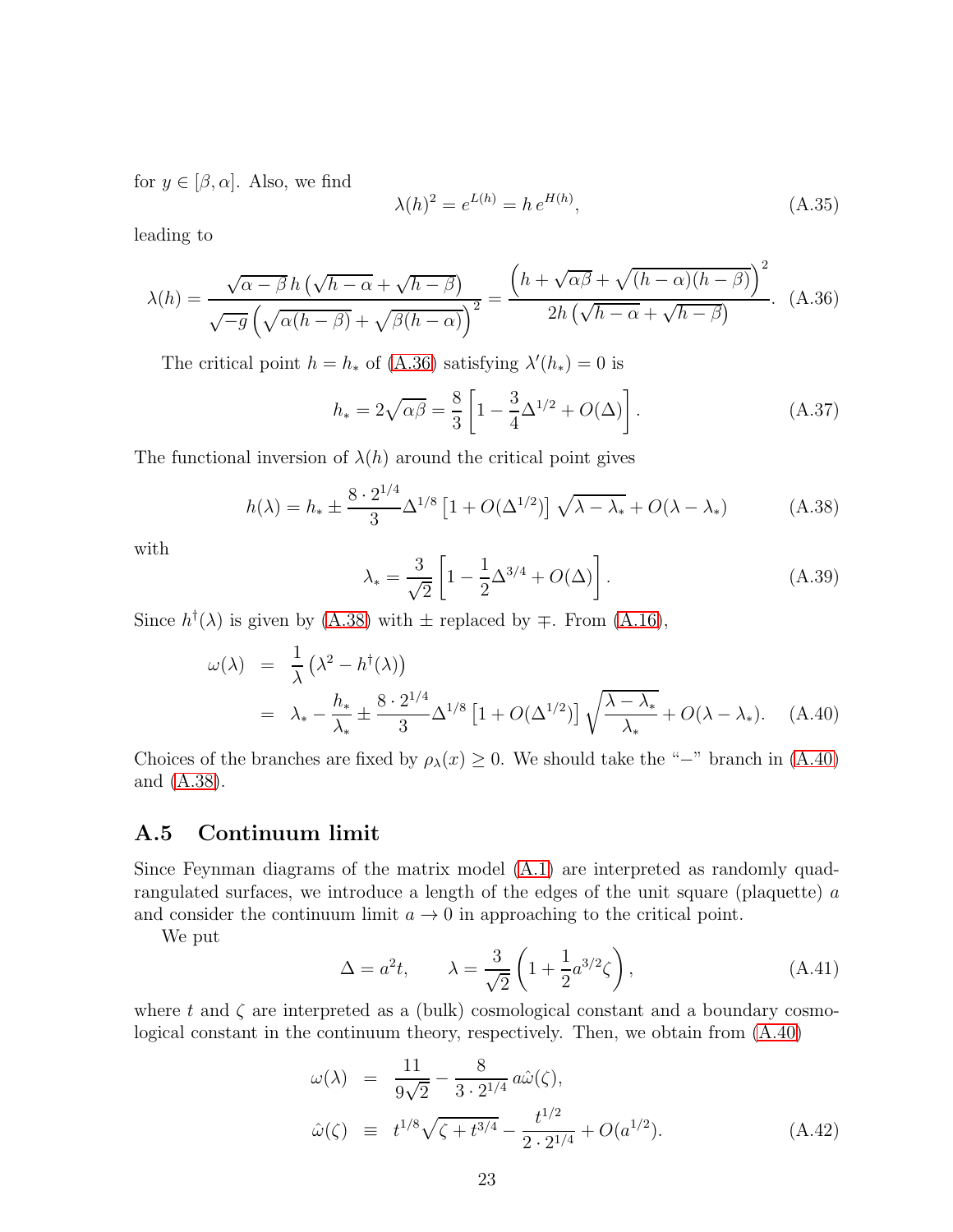for $y \in [\beta, \alpha]$. Also, we find

$$\lambda(h)^2 = e^{L(h)} = h\, e^{H(h)}, \tag{A.35}$$

leading to

$$\lambda(h) = \frac{\sqrt{\alpha-\beta}\, h\left(\sqrt{h-\alpha}+\sqrt{h-\beta}\right)}{\sqrt{-g}\left(\sqrt{\alpha(h-\beta)}+\sqrt{\beta(h-\alpha)}\right)^2} = \frac{\left(h+\sqrt{\alpha\beta}+\sqrt{(h-\alpha)(h-\beta)}\right)^2}{2h\left(\sqrt{h-\alpha}+\sqrt{h-\beta}\right)}. \tag{A.36}$$

The critical point $h = h_*$ of (A.36) satisfying $\lambda'(h_*) = 0$ is

$$h_* = 2\sqrt{\alpha\beta} = \frac{8}{3}\left[1 - \frac{3}{4}\Delta^{1/2} + O(\Delta)\right]. \tag{A.37}$$

The functional inversion of $\lambda(h)$ around the critical point gives

$$h(\lambda) = h_* \pm \frac{8\cdot 2^{1/4}}{3}\Delta^{1/8}\left[1+O(\Delta^{1/2})\right]\sqrt{\lambda-\lambda_*} + O(\lambda-\lambda_*) \tag{A.38}$$

with

$$\lambda_* = \frac{3}{\sqrt{2}}\left[1 - \frac{1}{2}\Delta^{3/4} + O(\Delta)\right]. \tag{A.39}$$

Since $h^\dagger(\lambda)$ is given by (A.38) with $\pm$ replaced by $\mp$. From (A.16),

$$\begin{aligned}
\omega(\lambda) &= \frac{1}{\lambda}\left(\lambda^2 - h^\dagger(\lambda)\right) \\
&= \lambda_* - \frac{h_*}{\lambda_*} \pm \frac{8\cdot 2^{1/4}}{3}\Delta^{1/8}\left[1+O(\Delta^{1/2})\right]\sqrt{\frac{\lambda-\lambda_*}{\lambda_*}} + O(\lambda-\lambda_*).
\end{aligned} \tag{A.40}$$

Choices of the branches are fixed by $\rho_\lambda(x) \geq 0$. We should take the "$-$" branch in (A.40) and (A.38).

## A.5 Continuum limit

Since Feynman diagrams of the matrix model (A.1) are interpreted as randomly quadrangulated surfaces, we introduce a length of the edges of the unit square (plaquette) $a$ and consider the continuum limit $a \to 0$ in approaching to the critical point.

We put

$$\Delta = a^2 t, \qquad \lambda = \frac{3}{\sqrt{2}}\left(1 + \frac{1}{2}a^{3/2}\zeta\right), \tag{A.41}$$

where $t$ and $\zeta$ are interpreted as a (bulk) cosmological constant and a boundary cosmological constant in the continuum theory, respectively. Then, we obtain from (A.40)

$$\begin{aligned}
\omega(\lambda) &= \frac{11}{9\sqrt{2}} - \frac{8}{3\cdot 2^{1/4}}\, a\hat{\omega}(\zeta), \\
\hat{\omega}(\zeta) &\equiv t^{1/8}\sqrt{\zeta + t^{3/4}} - \frac{t^{1/2}}{2\cdot 2^{1/4}} + O(a^{1/2}).
\end{aligned} \tag{A.42}$$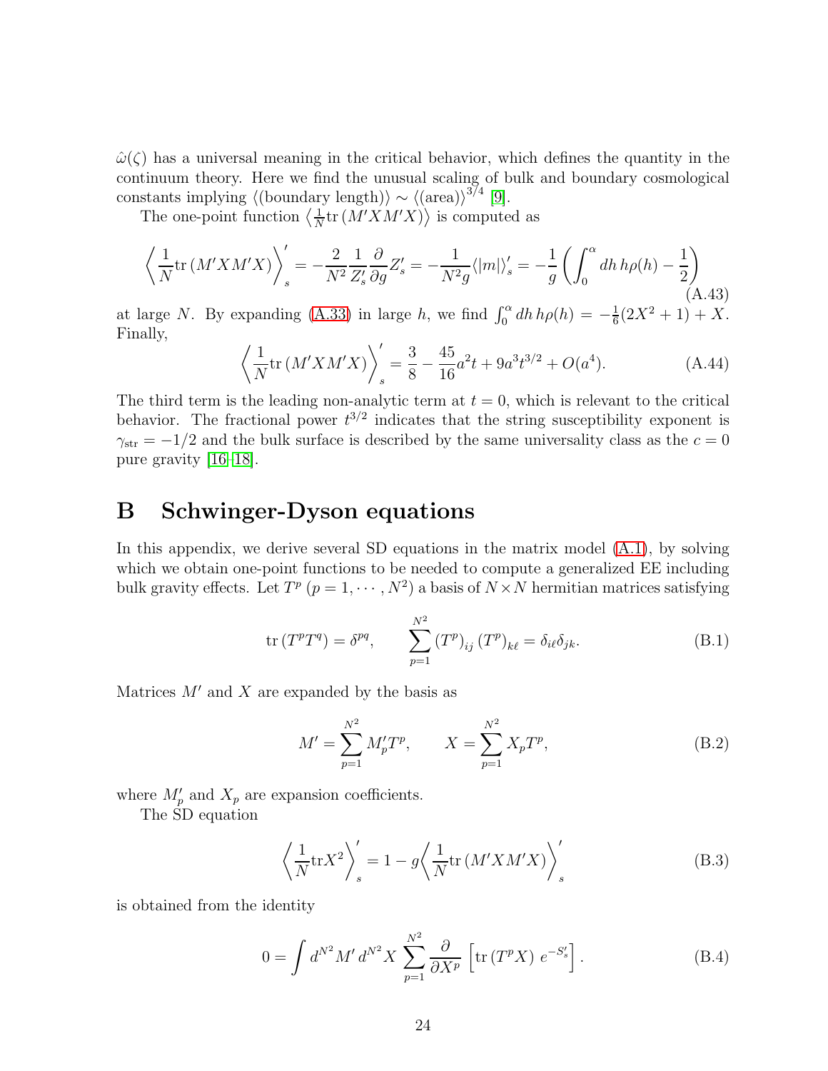$\hat{\omega}(\zeta)$ has a universal meaning in the critical behavior, which defines the quantity in the continuum theory. Here we find the unusual scaling of bulk and boundary cosmological constants implying $\langle(\text{boundary length})\rangle \sim \langle(\text{area})\rangle^{3/4}$ [9].

The one-point function $\left\langle \frac{1}{N}\text{tr}\,(M'XM'X)\right\rangle$ is computed as

$$
\left\langle \frac{1}{N}\text{tr}\,(M'XM'X)\right\rangle'_s = -\frac{2}{N^2}\frac{1}{Z'_s}\frac{\partial}{\partial g}Z'_s = -\frac{1}{N^2 g}\langle|m|\rangle'_s = -\frac{1}{g}\left(\int_0^\alpha dh\, h\rho(h) - \frac{1}{2}\right) \tag{A.43}
$$

at large $N$. By expanding (A.33) in large $h$, we find $\int_0^\alpha dh\, h\rho(h) = -\frac{1}{6}(2X^2+1)+X$. Finally,

$$
\left\langle \frac{1}{N}\text{tr}\,(M'XM'X)\right\rangle'_s = \frac{3}{8} - \frac{45}{16}a^2 t + 9a^3 t^{3/2} + O(a^4). \tag{A.44}
$$

The third term is the leading non-analytic term at $t=0$, which is relevant to the critical behavior. The fractional power $t^{3/2}$ indicates that the string susceptibility exponent is $\gamma_{\text{str}} = -1/2$ and the bulk surface is described by the same universality class as the $c=0$ pure gravity [16–18].

# B Schwinger-Dyson equations

In this appendix, we derive several SD equations in the matrix model (A.1), by solving which we obtain one-point functions to be needed to compute a generalized EE including bulk gravity effects. Let $T^p$ ($p = 1, \cdots, N^2$) a basis of $N\times N$ hermitian matrices satisfying

$$
\text{tr}\,(T^p T^q) = \delta^{pq}, \qquad \sum_{p=1}^{N^2} (T^p)_{ij}\,(T^p)_{k\ell} = \delta_{i\ell}\delta_{jk}. \tag{B.1}
$$

Matrices $M'$ and $X$ are expanded by the basis as

$$
M' = \sum_{p=1}^{N^2} M'_p T^p, \qquad X = \sum_{p=1}^{N^2} X_p T^p, \tag{B.2}
$$

where $M'_p$ and $X_p$ are expansion coefficients.

The SD equation

$$
\left\langle \frac{1}{N}\text{tr}X^2\right\rangle'_s = 1 - g\left\langle \frac{1}{N}\text{tr}\,(M'XM'X)\right\rangle'_s \tag{B.3}
$$

is obtained from the identity

$$
0 = \int d^{N^2}M'\, d^{N^2}X \sum_{p=1}^{N^2} \frac{\partial}{\partial X^p}\left[\text{tr}\,(T^p X)\; e^{-S'_s}\right]. \tag{B.4}
$$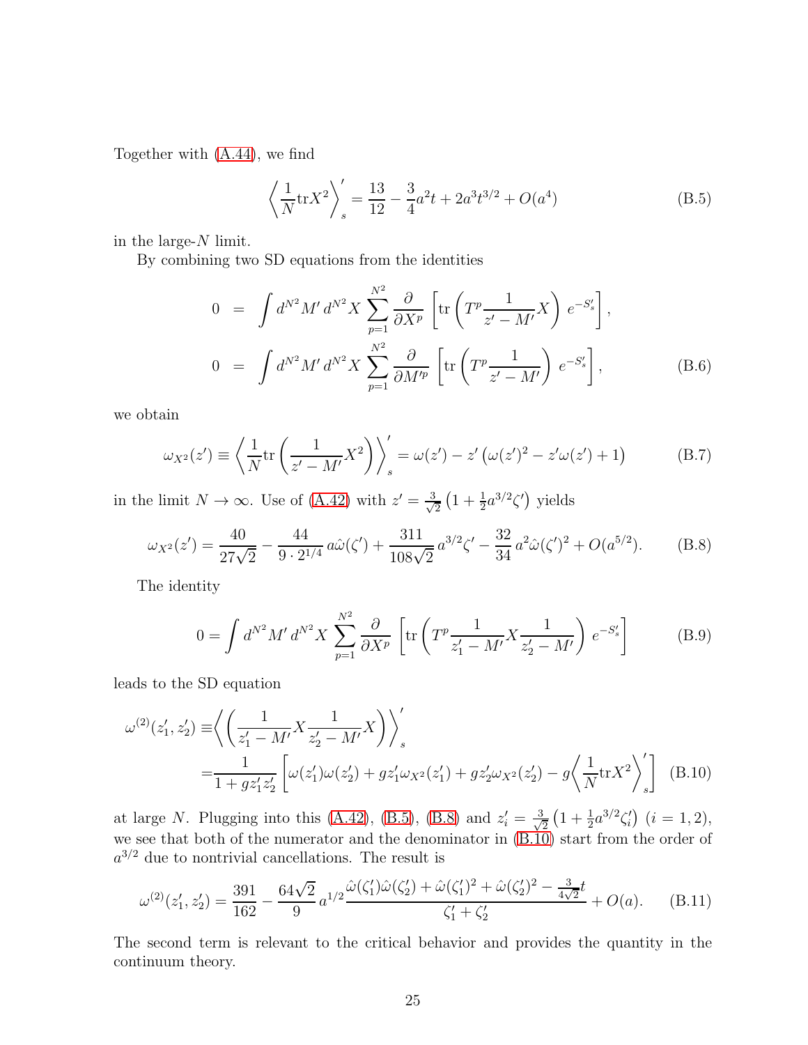Together with (A.44), we find

$$\left\langle \frac{1}{N}\mathrm{tr}X^2 \right\rangle_s' = \frac{13}{12} - \frac{3}{4}a^2 t + 2a^3 t^{3/2} + O(a^4) \tag{B.5}$$

in the large-$N$ limit.

By combining two SD equations from the identities

$$\begin{aligned} 0 &= \int d^{N^2}M'\, d^{N^2}X \sum_{p=1}^{N^2} \frac{\partial}{\partial X^p}\left[\mathrm{tr}\left(T^p \frac{1}{z'-M'}X\right) e^{-S_s'}\right], \\ 0 &= \int d^{N^2}M'\, d^{N^2}X \sum_{p=1}^{N^2} \frac{\partial}{\partial M'^p}\left[\mathrm{tr}\left(T^p \frac{1}{z'-M'}\right) e^{-S_s'}\right], \end{aligned} \tag{B.6}$$

we obtain

$$\omega_{X^2}(z') \equiv \left\langle \frac{1}{N}\mathrm{tr}\left(\frac{1}{z'-M'}X^2\right) \right\rangle_s' = \omega(z') - z'\left(\omega(z')^2 - z'\omega(z') + 1\right) \tag{B.7}$$

in the limit $N\to\infty$. Use of (A.42) with $z' = \frac{3}{\sqrt{2}}\left(1+\frac{1}{2}a^{3/2}\zeta'\right)$ yields

$$\omega_{X^2}(z') = \frac{40}{27\sqrt{2}} - \frac{44}{9\cdot 2^{1/4}}\, a\hat{\omega}(\zeta') + \frac{311}{108\sqrt{2}}\, a^{3/2}\zeta' - \frac{32}{34}\, a^2\hat{\omega}(\zeta')^2 + O(a^{5/2}). \tag{B.8}$$

The identity

$$0 = \int d^{N^2}M'\, d^{N^2}X \sum_{p=1}^{N^2} \frac{\partial}{\partial X^p}\left[\mathrm{tr}\left(T^p \frac{1}{z_1'-M'}X\frac{1}{z_2'-M'}\right) e^{-S_s'}\right] \tag{B.9}$$

leads to the SD equation

$$\begin{aligned} \omega^{(2)}(z_1', z_2') \equiv& \left\langle \left(\frac{1}{z_1'-M'}X\frac{1}{z_2'-M'}X\right) \right\rangle_s' \\ =& \frac{1}{1+gz_1'z_2'}\left[\omega(z_1')\omega(z_2') + gz_1'\omega_{X^2}(z_1') + gz_2'\omega_{X^2}(z_2') - g\left\langle \frac{1}{N}\mathrm{tr}X^2 \right\rangle_s'\right] \end{aligned} \tag{B.10}$$

at large $N$. Plugging into this (A.42), (B.5), (B.8) and $z_i' = \frac{3}{\sqrt{2}}\left(1+\frac{1}{2}a^{3/2}\zeta_i'\right)$ $(i=1,2)$, we see that both of the numerator and the denominator in (B.10) start from the order of $a^{3/2}$ due to nontrivial cancellations. The result is

$$\omega^{(2)}(z_1', z_2') = \frac{391}{162} - \frac{64\sqrt{2}}{9}\, a^{1/2}\frac{\hat{\omega}(\zeta_1')\hat{\omega}(\zeta_2') + \hat{\omega}(\zeta_1')^2 + \hat{\omega}(\zeta_2')^2 - \frac{3}{4\sqrt{2}}t}{\zeta_1'+\zeta_2'} + O(a). \tag{B.11}$$

The second term is relevant to the critical behavior and provides the quantity in the continuum theory.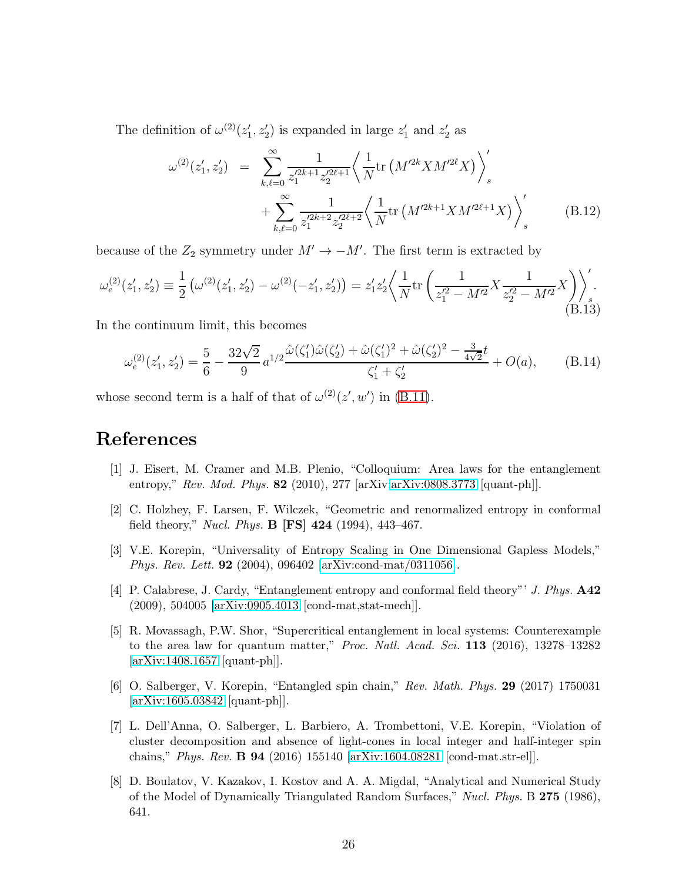The definition of $\omega^{(2)}(z_1', z_2')$ is expanded in large $z_1'$ and $z_2'$ as

$$
\begin{aligned}
\omega^{(2)}(z_1', z_2') &= \sum_{k,\ell=0}^{\infty} \frac{1}{z_1'^{2k+1} z_2'^{2\ell+1}} \left\langle \frac{1}{N} \mathrm{tr}\left(M'^{2k} X M'^{2\ell} X\right) \right\rangle_s' \\
&\quad + \sum_{k,\ell=0}^{\infty} \frac{1}{z_1'^{2k+2} z_2'^{2\ell+2}} \left\langle \frac{1}{N} \mathrm{tr}\left(M'^{2k+1} X M'^{2\ell+1} X\right) \right\rangle_s'
\end{aligned}
\tag{B.12}
$$

because of the $Z_2$ symmetry under $M' \to -M'$. The first term is extracted by

$$
\omega_e^{(2)}(z_1', z_2') \equiv \frac{1}{2}\left(\omega^{(2)}(z_1', z_2') - \omega^{(2)}(-z_1', z_2')\right) = z_1' z_2' \left\langle \frac{1}{N} \mathrm{tr}\left(\frac{1}{z_1'^2 - M'^2} X \frac{1}{z_2'^2 - M'^2} X\right) \right\rangle_s'. \tag{B.13}
$$

In the continuum limit, this becomes

$$
\omega_e^{(2)}(z_1', z_2') = \frac{5}{6} - \frac{32\sqrt{2}}{9}\, a^{1/2} \frac{\hat{\omega}(\zeta_1')\hat{\omega}(\zeta_2') + \hat{\omega}(\zeta_1')^2 + \hat{\omega}(\zeta_2')^2 - \frac{3}{4\sqrt{2}} t}{\zeta_1' + \zeta_2'} + O(a), \tag{B.14}
$$

whose second term is a half of that of $\omega^{(2)}(z', w')$ in (B.11).

# References

[1] J. Eisert, M. Cramer and M.B. Plenio, "Colloquium: Area laws for the entanglement entropy," *Rev. Mod. Phys.* **82** (2010), 277 [arXiv:arXiv:0808.3773 [quant-ph]].

[2] C. Holzhey, F. Larsen, F. Wilczek, "Geometric and renormalized entropy in conformal field theory," *Nucl. Phys.* **B [FS] 424** (1994), 443–467.

[3] V.E. Korepin, "Universality of Entropy Scaling in One Dimensional Gapless Models," *Phys. Rev. Lett.* **92** (2004), 096402 [arXiv:cond-mat/0311056].

[4] P. Calabrese, J. Cardy, "Entanglement entropy and conformal field theory"' *J. Phys.* **A42** (2009), 504005 [arXiv:0905.4013 [cond-mat,stat-mech]].

[5] R. Movassagh, P.W. Shor, "Supercritical entanglement in local systems: Counterexample to the area law for quantum matter," *Proc. Natl. Acad. Sci.* **113** (2016), 13278–13282 [arXiv:1408.1657 [quant-ph]].

[6] O. Salberger, V. Korepin, "Entangled spin chain," *Rev. Math. Phys.* **29** (2017) 1750031 [arXiv:1605.03842 [quant-ph]].

[7] L. Dell'Anna, O. Salberger, L. Barbiero, A. Trombettoni, V.E. Korepin, "Violation of cluster decomposition and absence of light-cones in local integer and half-integer spin chains," *Phys. Rev.* **B 94** (2016) 155140 [arXiv:1604.08281 [cond-mat.str-el]].

[8] D. Boulatov, V. Kazakov, I. Kostov and A. A. Migdal, "Analytical and Numerical Study of the Model of Dynamically Triangulated Random Surfaces," *Nucl. Phys.* B **275** (1986), 641.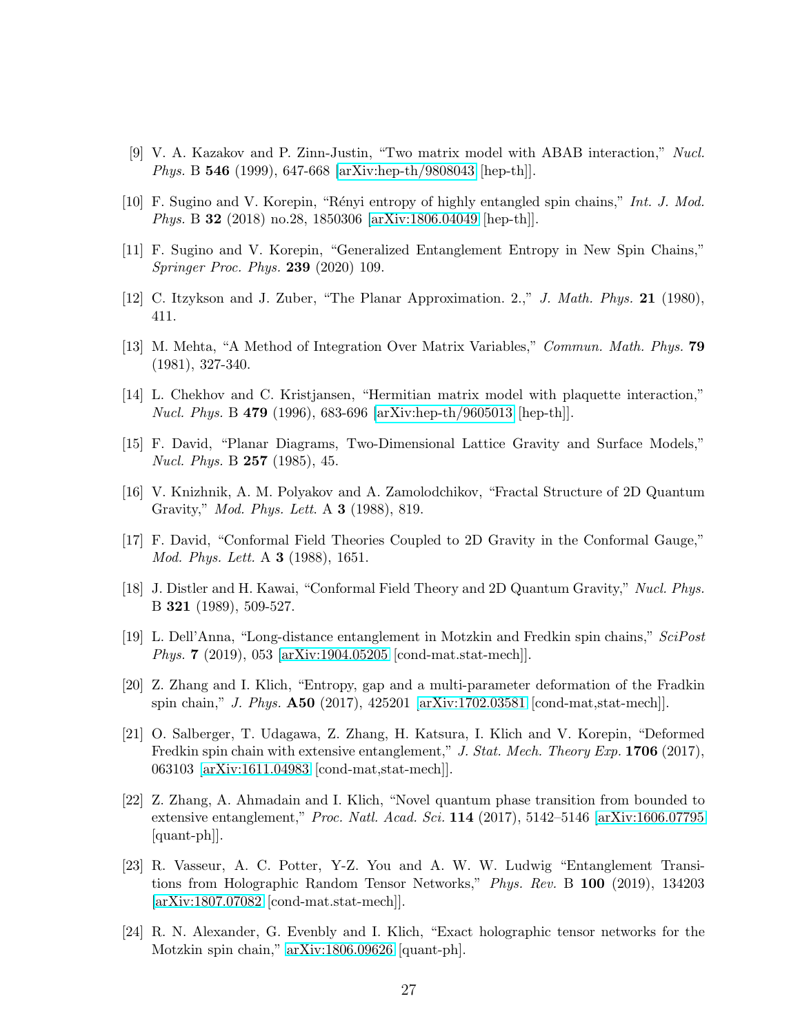[9] V. A. Kazakov and P. Zinn-Justin, “Two matrix model with ABAB interaction,” *Nucl. Phys.* B **546** (1999), 647-668 [arXiv:hep-th/9808043 [hep-th]].

[10] F. Sugino and V. Korepin, “Rényi entropy of highly entangled spin chains,” *Int. J. Mod. Phys.* B **32** (2018) no.28, 1850306 [arXiv:1806.04049 [hep-th]].

[11] F. Sugino and V. Korepin, “Generalized Entanglement Entropy in New Spin Chains,” *Springer Proc. Phys.* **239** (2020) 109.

[12] C. Itzykson and J. Zuber, “The Planar Approximation. 2.,” *J. Math. Phys.* **21** (1980), 411.

[13] M. Mehta, “A Method of Integration Over Matrix Variables,” *Commun. Math. Phys.* **79** (1981), 327-340.

[14] L. Chekhov and C. Kristjansen, “Hermitian matrix model with plaquette interaction,” *Nucl. Phys.* B **479** (1996), 683-696 [arXiv:hep-th/9605013 [hep-th]].

[15] F. David, “Planar Diagrams, Two-Dimensional Lattice Gravity and Surface Models,” *Nucl. Phys.* B **257** (1985), 45.

[16] V. Knizhnik, A. M. Polyakov and A. Zamolodchikov, “Fractal Structure of 2D Quantum Gravity,” *Mod. Phys. Lett.* A **3** (1988), 819.

[17] F. David, “Conformal Field Theories Coupled to 2D Gravity in the Conformal Gauge,” *Mod. Phys. Lett.* A **3** (1988), 1651.

[18] J. Distler and H. Kawai, “Conformal Field Theory and 2D Quantum Gravity,” *Nucl. Phys.* B **321** (1989), 509-527.

[19] L. Dell’Anna, “Long-distance entanglement in Motzkin and Fredkin spin chains,” *SciPost Phys.* **7** (2019), 053 [arXiv:1904.05205 [cond-mat.stat-mech]].

[20] Z. Zhang and I. Klich, “Entropy, gap and a multi-parameter deformation of the Fradkin spin chain,” *J. Phys.* **A50** (2017), 425201 [arXiv:1702.03581 [cond-mat,stat-mech]].

[21] O. Salberger, T. Udagawa, Z. Zhang, H. Katsura, I. Klich and V. Korepin, “Deformed Fredkin spin chain with extensive entanglement,” *J. Stat. Mech. Theory Exp.* **1706** (2017), 063103 [arXiv:1611.04983 [cond-mat,stat-mech]].

[22] Z. Zhang, A. Ahmadain and I. Klich, “Novel quantum phase transition from bounded to extensive entanglement,” *Proc. Natl. Acad. Sci.* **114** (2017), 5142–5146 [arXiv:1606.07795 [quant-ph]].

[23] R. Vasseur, A. C. Potter, Y-Z. You and A. W. W. Ludwig “Entanglement Transitions from Holographic Random Tensor Networks,” *Phys. Rev.* B **100** (2019), 134203 [arXiv:1807.07082 [cond-mat.stat-mech]].

[24] R. N. Alexander, G. Evenbly and I. Klich, “Exact holographic tensor networks for the Motzkin spin chain,” arXiv:1806.09626 [quant-ph].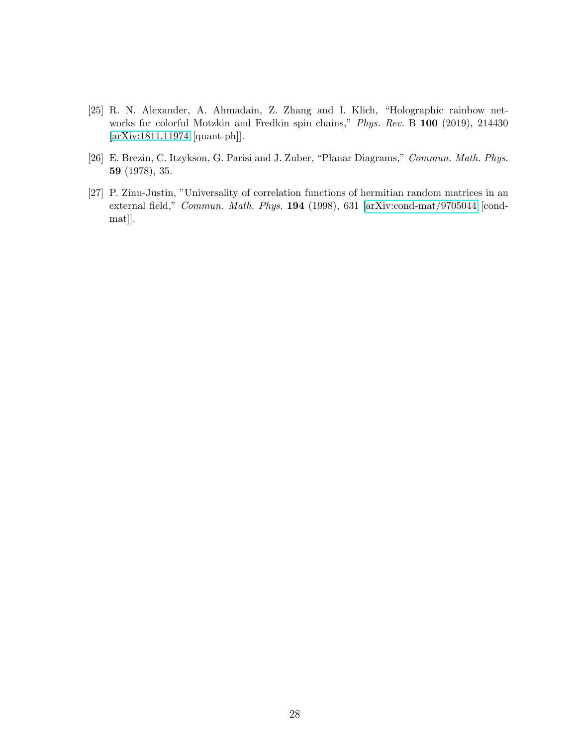[25] R. N. Alexander, A. Ahmadain, Z. Zhang and I. Klich, "Holographic rainbow networks for colorful Motzkin and Fredkin spin chains," *Phys. Rev.* B **100** (2019), 214430 [arXiv:1811.11974 [quant-ph]].

[26] E. Brezin, C. Itzykson, G. Parisi and J. Zuber, "Planar Diagrams," *Commun. Math. Phys.* **59** (1978), 35.

[27] P. Zinn-Justin, "Universality of correlation functions of hermitian random matrices in an external field," *Commun. Math. Phys.* **194** (1998), 631 [arXiv:cond-mat/9705044 [cond-mat]].